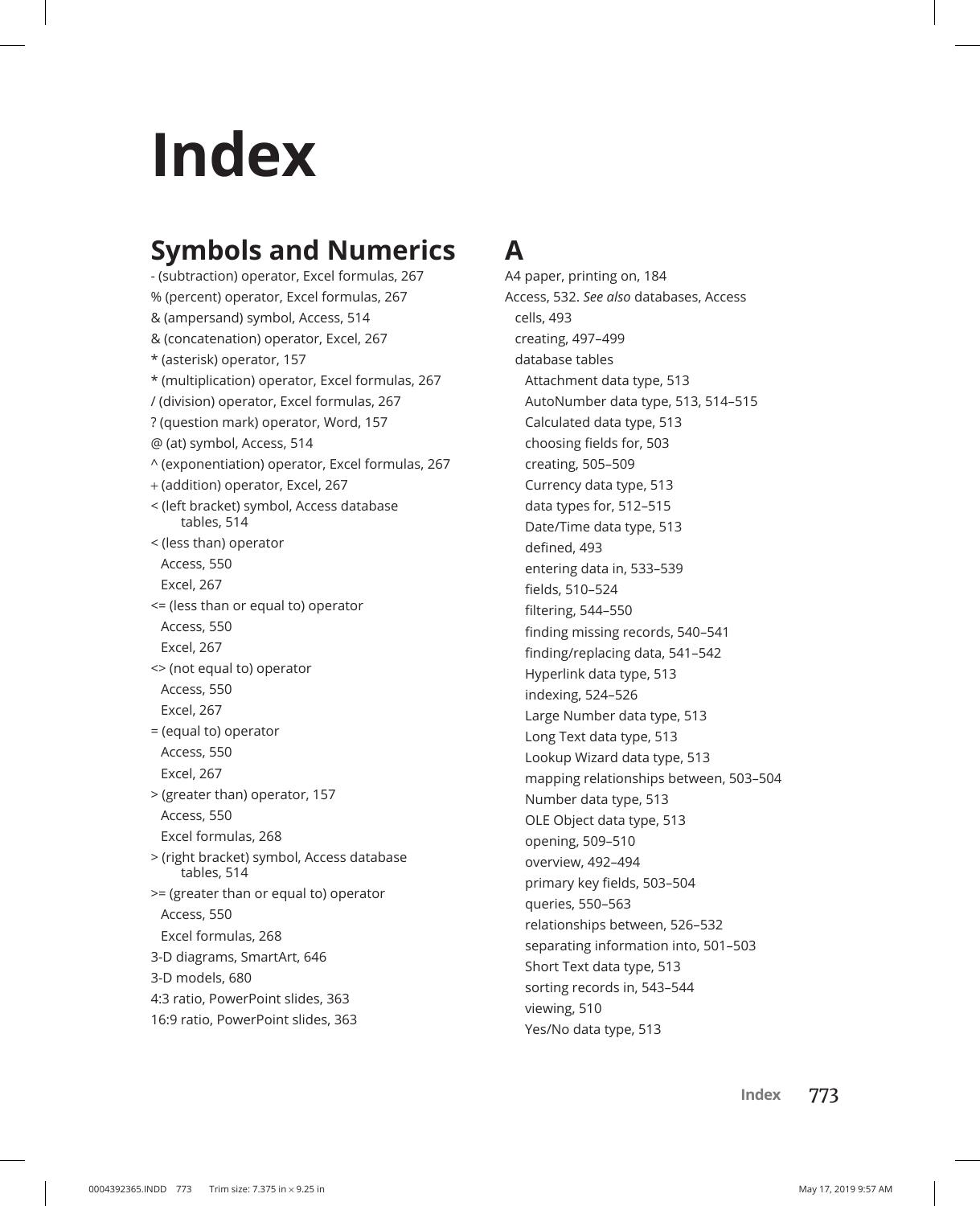# Index

## Symbols and Numerics

- (subtraction) operator, Excel formulas, 267
% (percent) operator, Excel formulas, 267
& (ampersand) symbol, Access, 514
& (concatenation) operator, Excel, 267
* (asterisk) operator, 157
* (multiplication) operator, Excel formulas, 267
/ (division) operator, Excel formulas, 267
? (question mark) operator, Word, 157
@ (at) symbol, Access, 514
^ (exponentiation) operator, Excel formulas, 267
+ (addition) operator, Excel, 267
< (left bracket) symbol, Access database tables, 514
< (less than) operator
  Access, 550
  Excel, 267
<= (less than or equal to) operator
  Access, 550
  Excel, 267
<> (not equal to) operator
  Access, 550
  Excel, 267
= (equal to) operator
  Access, 550
  Excel, 267
> (greater than) operator, 157
  Access, 550
  Excel formulas, 268
> (right bracket) symbol, Access database tables, 514
>= (greater than or equal to) operator
  Access, 550
  Excel formulas, 268
3-D diagrams, SmartArt, 646
3-D models, 680
4:3 ratio, PowerPoint slides, 363
16:9 ratio, PowerPoint slides, 363

## A

A4 paper, printing on, 184
Access, 532. *See also* databases, Access
  cells, 493
  creating, 497–499
  database tables
    Attachment data type, 513
    AutoNumber data type, 513, 514–515
    Calculated data type, 513
    choosing fields for, 503
    creating, 505–509
    Currency data type, 513
    data types for, 512–515
    Date/Time data type, 513
    defined, 493
    entering data in, 533–539
    fields, 510–524
    filtering, 544–550
    finding missing records, 540–541
    finding/replacing data, 541–542
    Hyperlink data type, 513
    indexing, 524–526
    Large Number data type, 513
    Long Text data type, 513
    Lookup Wizard data type, 513
    mapping relationships between, 503–504
    Number data type, 513
    OLE Object data type, 513
    opening, 509–510
    overview, 492–494
    primary key fields, 503–504
    queries, 550–563
    relationships between, 526–532
    separating information into, 501–503
    Short Text data type, 513
    sorting records in, 543–544
    viewing, 510
    Yes/No data type, 513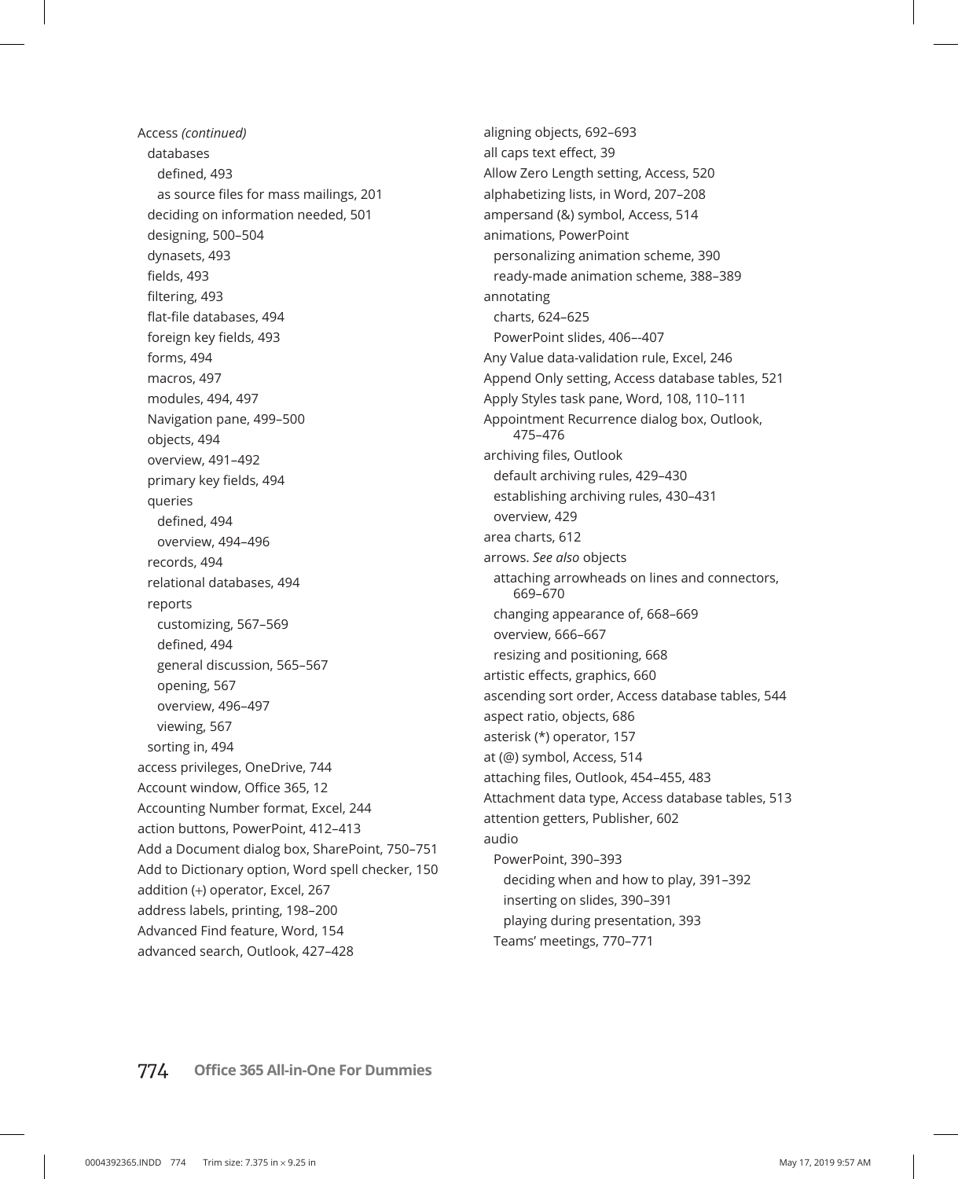Access *(continued)*
  databases
    defined, 493
    as source files for mass mailings, 201
  deciding on information needed, 501
  designing, 500–504
  dynasets, 493
  fields, 493
  filtering, 493
  flat-file databases, 494
  foreign key fields, 493
  forms, 494
  macros, 497
  modules, 494, 497
  Navigation pane, 499–500
  objects, 494
  overview, 491–492
  primary key fields, 494
  queries
    defined, 494
    overview, 494–496
  records, 494
  relational databases, 494
  reports
    customizing, 567–569
    defined, 494
    general discussion, 565–567
    opening, 567
    overview, 496–497
    viewing, 567
  sorting in, 494
access privileges, OneDrive, 744
Account window, Office 365, 12
Accounting Number format, Excel, 244
action buttons, PowerPoint, 412–413
Add a Document dialog box, SharePoint, 750–751
Add to Dictionary option, Word spell checker, 150
addition (+) operator, Excel, 267
address labels, printing, 198–200
Advanced Find feature, Word, 154
advanced search, Outlook, 427–428
aligning objects, 692–693
all caps text effect, 39
Allow Zero Length setting, Access, 520
alphabetizing lists, in Word, 207–208
ampersand (&) symbol, Access, 514
animations, PowerPoint
  personalizing animation scheme, 390
  ready-made animation scheme, 388–389
annotating
  charts, 624–625
  PowerPoint slides, 406–-407
Any Value data-validation rule, Excel, 246
Append Only setting, Access database tables, 521
Apply Styles task pane, Word, 108, 110–111
Appointment Recurrence dialog box, Outlook, 475–476
archiving files, Outlook
  default archiving rules, 429–430
  establishing archiving rules, 430–431
  overview, 429
area charts, 612
arrows. *See also* objects
  attaching arrowheads on lines and connectors, 669–670
  changing appearance of, 668–669
  overview, 666–667
  resizing and positioning, 668
artistic effects, graphics, 660
ascending sort order, Access database tables, 544
aspect ratio, objects, 686
asterisk (*) operator, 157
at (@) symbol, Access, 514
attaching files, Outlook, 454–455, 483
Attachment data type, Access database tables, 513
attention getters, Publisher, 602
audio
  PowerPoint, 390–393
    deciding when and how to play, 391–392
    inserting on slides, 390–391
    playing during presentation, 393
  Teams' meetings, 770–771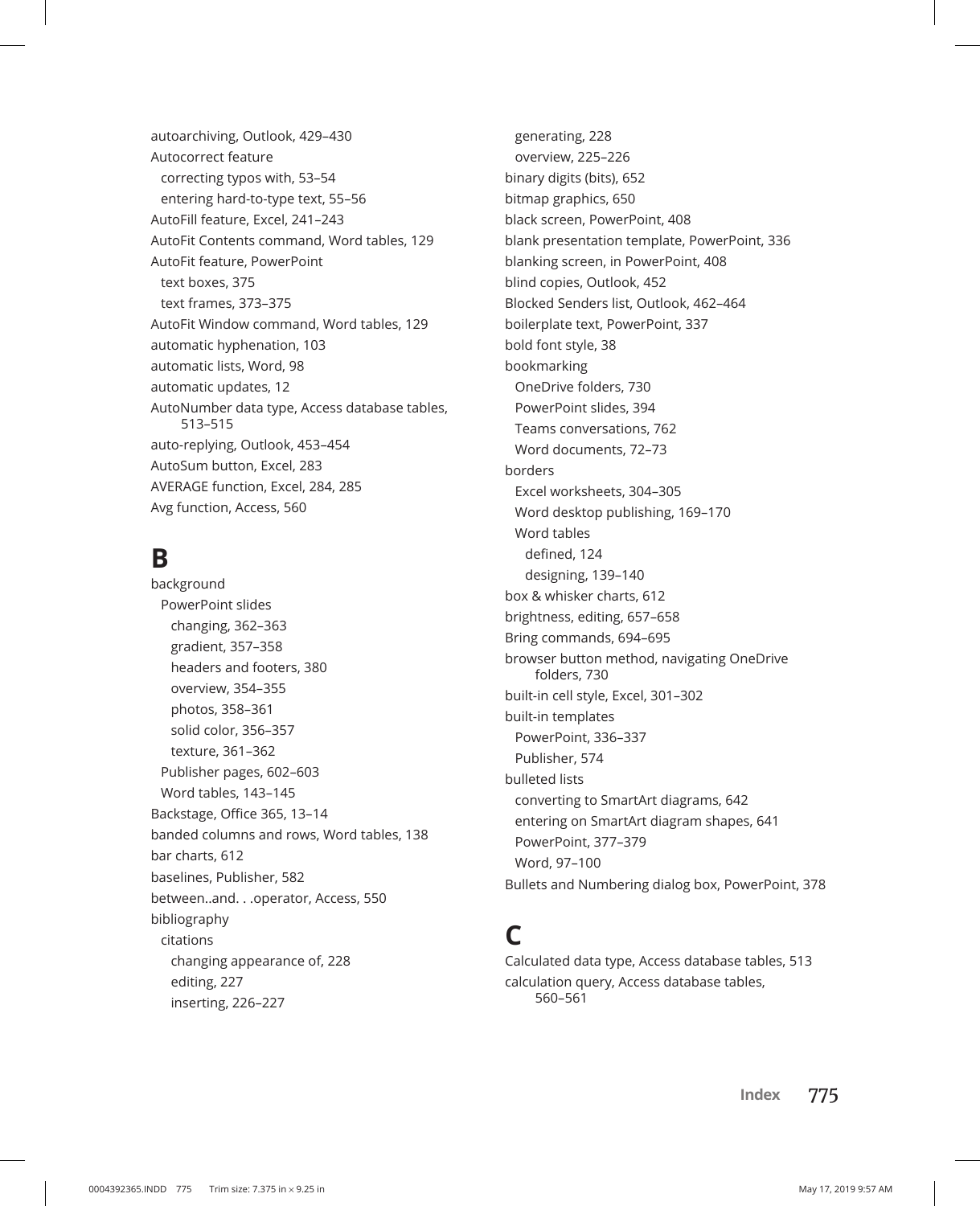autoarchiving, Outlook, 429–430
Autocorrect feature
  correcting typos with, 53–54
  entering hard-to-type text, 55–56
AutoFill feature, Excel, 241–243
AutoFit Contents command, Word tables, 129
AutoFit feature, PowerPoint
  text boxes, 375
  text frames, 373–375
AutoFit Window command, Word tables, 129
automatic hyphenation, 103
automatic lists, Word, 98
automatic updates, 12
AutoNumber data type, Access database tables, 513–515
auto-replying, Outlook, 453–454
AutoSum button, Excel, 283
AVERAGE function, Excel, 284, 285
Avg function, Access, 560

## B

background
  PowerPoint slides
    changing, 362–363
    gradient, 357–358
    headers and footers, 380
    overview, 354–355
    photos, 358–361
    solid color, 356–357
    texture, 361–362
  Publisher pages, 602–603
  Word tables, 143–145
Backstage, Office 365, 13–14
banded columns and rows, Word tables, 138
bar charts, 612
baselines, Publisher, 582
between..and. . .operator, Access, 550
bibliography
  citations
    changing appearance of, 228
    editing, 227
    inserting, 226–227
  generating, 228
  overview, 225–226
binary digits (bits), 652
bitmap graphics, 650
black screen, PowerPoint, 408
blank presentation template, PowerPoint, 336
blanking screen, in PowerPoint, 408
blind copies, Outlook, 452
Blocked Senders list, Outlook, 462–464
boilerplate text, PowerPoint, 337
bold font style, 38
bookmarking
  OneDrive folders, 730
  PowerPoint slides, 394
  Teams conversations, 762
  Word documents, 72–73
borders
  Excel worksheets, 304–305
  Word desktop publishing, 169–170
  Word tables
    defined, 124
    designing, 139–140
box & whisker charts, 612
brightness, editing, 657–658
Bring commands, 694–695
browser button method, navigating OneDrive folders, 730
built-in cell style, Excel, 301–302
built-in templates
  PowerPoint, 336–337
  Publisher, 574
bulleted lists
  converting to SmartArt diagrams, 642
  entering on SmartArt diagram shapes, 641
  PowerPoint, 377–379
  Word, 97–100
Bullets and Numbering dialog box, PowerPoint, 378

## C

Calculated data type, Access database tables, 513
calculation query, Access database tables, 560–561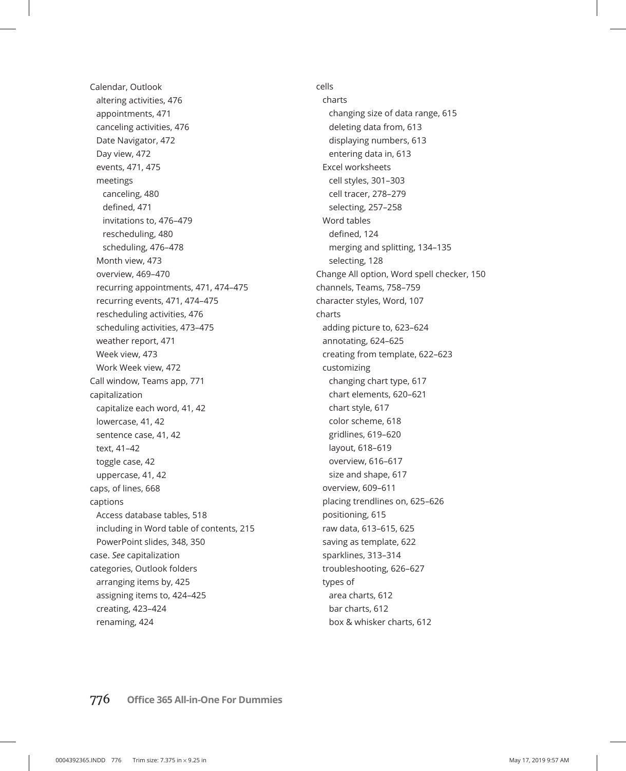Calendar, Outlook
- altering activities, 476
- appointments, 471
- canceling activities, 476
- Date Navigator, 472
- Day view, 472
- events, 471, 475
- meetings
  - canceling, 480
  - defined, 471
  - invitations to, 476–479
  - rescheduling, 480
  - scheduling, 476–478
- Month view, 473
- overview, 469–470
- recurring appointments, 471, 474–475
- recurring events, 471, 474–475
- rescheduling activities, 476
- scheduling activities, 473–475
- weather report, 471
- Week view, 473
- Work Week view, 472

Call window, Teams app, 771

capitalization
- capitalize each word, 41, 42
- lowercase, 41, 42
- sentence case, 41, 42
- text, 41–42
- toggle case, 42
- uppercase, 41, 42

caps, of lines, 668

captions
- Access database tables, 518
- including in Word table of contents, 215
- PowerPoint slides, 348, 350

case. *See* capitalization

categories, Outlook folders
- arranging items by, 425
- assigning items to, 424–425
- creating, 423–424
- renaming, 424

cells
- charts
  - changing size of data range, 615
  - deleting data from, 613
  - displaying numbers, 613
  - entering data in, 613
- Excel worksheets
  - cell styles, 301–303
  - cell tracer, 278–279
  - selecting, 257–258
- Word tables
  - defined, 124
  - merging and splitting, 134–135
  - selecting, 128

Change All option, Word spell checker, 150

channels, Teams, 758–759

character styles, Word, 107

charts
- adding picture to, 623–624
- annotating, 624–625
- creating from template, 622–623
- customizing
  - changing chart type, 617
  - chart elements, 620–621
  - chart style, 617
  - color scheme, 618
  - gridlines, 619–620
  - layout, 618–619
  - overview, 616–617
  - size and shape, 617
- overview, 609–611
- placing trendlines on, 625–626
- positioning, 615
- raw data, 613–615, 625
- saving as template, 622
- sparklines, 313–314
- troubleshooting, 626–627
- types of
  - area charts, 612
  - bar charts, 612
  - box & whisker charts, 612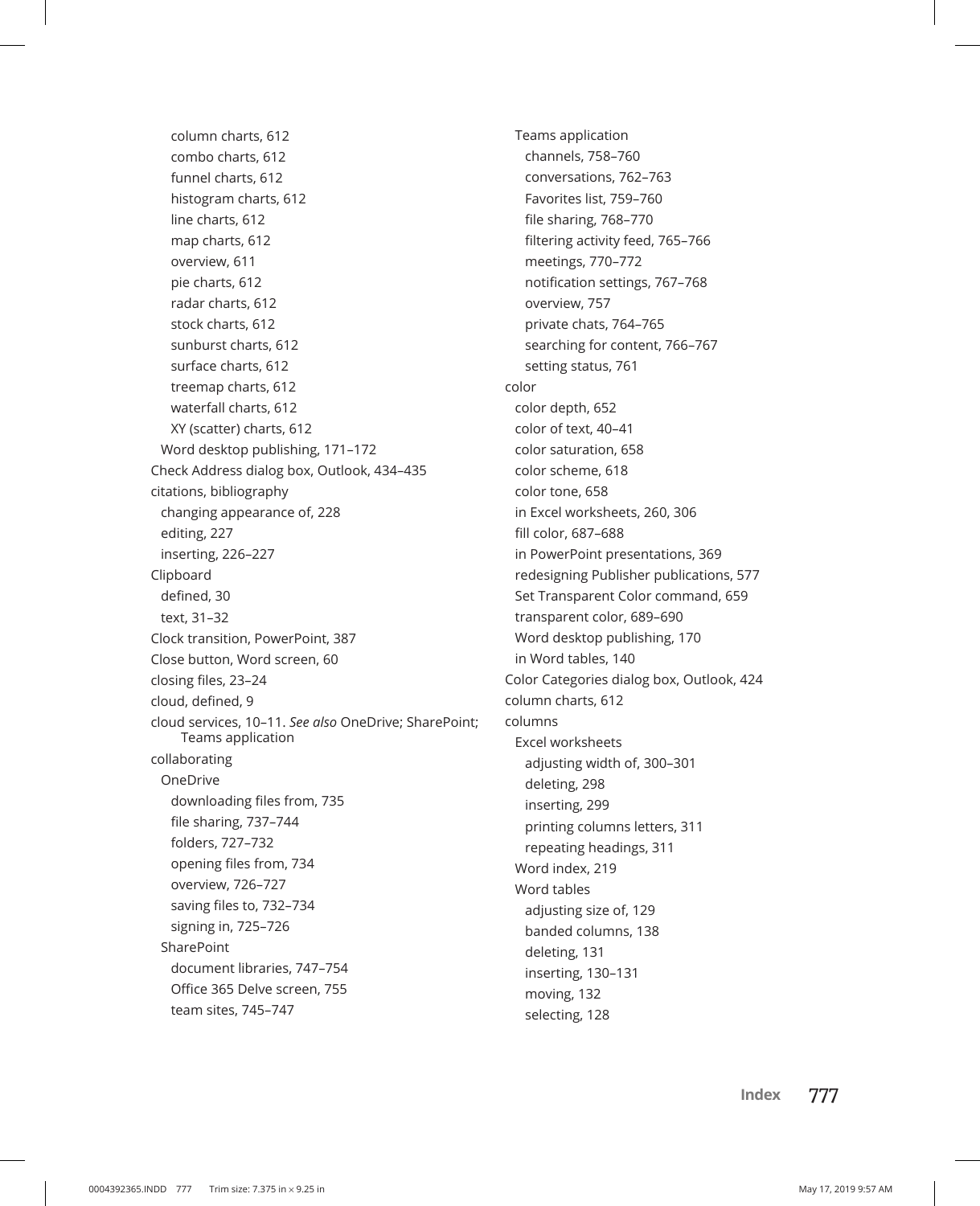- column charts, 612
- combo charts, 612
- funnel charts, 612
- histogram charts, 612
- line charts, 612
- map charts, 612
- overview, 611
- pie charts, 612
- radar charts, 612
- stock charts, 612
- sunburst charts, 612
- surface charts, 612
- treemap charts, 612
- waterfall charts, 612
- XY (scatter) charts, 612

Word desktop publishing, 171–172

Check Address dialog box, Outlook, 434–435

citations, bibliography
- changing appearance of, 228
- editing, 227
- inserting, 226–227

Clipboard
- defined, 30
- text, 31–32

Clock transition, PowerPoint, 387

Close button, Word screen, 60

closing files, 23–24

cloud, defined, 9

cloud services, 10–11. *See also* OneDrive; SharePoint; Teams application

collaborating
- OneDrive
  - downloading files from, 735
  - file sharing, 737–744
  - folders, 727–732
  - opening files from, 734
  - overview, 726–727
  - saving files to, 732–734
  - signing in, 725–726
- SharePoint
  - document libraries, 747–754
  - Office 365 Delve screen, 755
  - team sites, 745–747
- Teams application
  - channels, 758–760
  - conversations, 762–763
  - Favorites list, 759–760
  - file sharing, 768–770
  - filtering activity feed, 765–766
  - meetings, 770–772
  - notification settings, 767–768
  - overview, 757
  - private chats, 764–765
  - searching for content, 766–767
  - setting status, 761

color
- color depth, 652
- color of text, 40–41
- color saturation, 658
- color scheme, 618
- color tone, 658
- in Excel worksheets, 260, 306
- fill color, 687–688
- in PowerPoint presentations, 369
- redesigning Publisher publications, 577
- Set Transparent Color command, 659
- transparent color, 689–690
- Word desktop publishing, 170
- in Word tables, 140

Color Categories dialog box, Outlook, 424

column charts, 612

columns
- Excel worksheets
  - adjusting width of, 300–301
  - deleting, 298
  - inserting, 299
  - printing columns letters, 311
  - repeating headings, 311
- Word index, 219
- Word tables
  - adjusting size of, 129
  - banded columns, 138
  - deleting, 131
  - inserting, 130–131
  - moving, 132
  - selecting, 128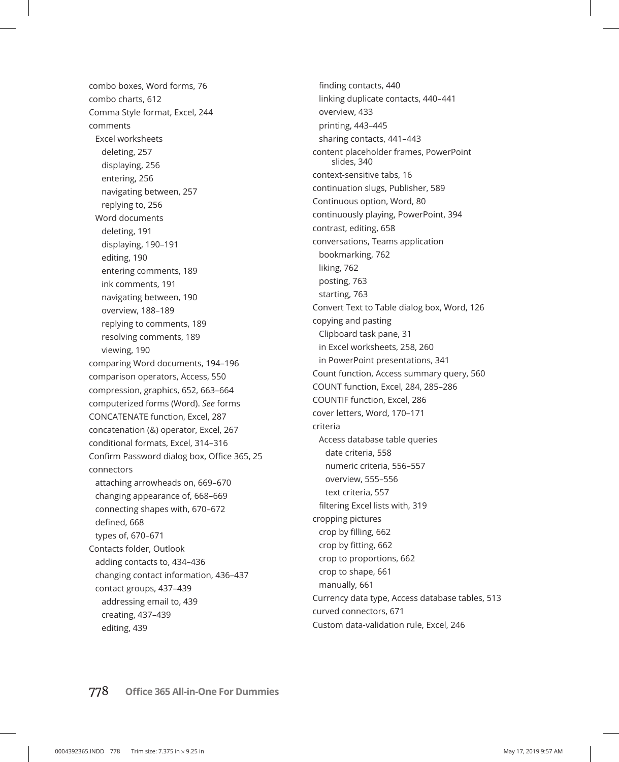combo boxes, Word forms, 76
combo charts, 612
Comma Style format, Excel, 244
comments
  Excel worksheets
    deleting, 257
    displaying, 256
    entering, 256
    navigating between, 257
    replying to, 256
  Word documents
    deleting, 191
    displaying, 190–191
    editing, 190
    entering comments, 189
    ink comments, 191
    navigating between, 190
    overview, 188–189
    replying to comments, 189
    resolving comments, 189
    viewing, 190
comparing Word documents, 194–196
comparison operators, Access, 550
compression, graphics, 652, 663–664
computerized forms (Word). *See* forms
CONCATENATE function, Excel, 287
concatenation (&) operator, Excel, 267
conditional formats, Excel, 314–316
Confirm Password dialog box, Office 365, 25
connectors
  attaching arrowheads on, 669–670
  changing appearance of, 668–669
  connecting shapes with, 670–672
  defined, 668
  types of, 670–671
Contacts folder, Outlook
  adding contacts to, 434–436
  changing contact information, 436–437
  contact groups, 437–439
    addressing email to, 439
    creating, 437–439
    editing, 439
  finding contacts, 440
  linking duplicate contacts, 440–441
  overview, 433
  printing, 443–445
  sharing contacts, 441–443
content placeholder frames, PowerPoint slides, 340
context-sensitive tabs, 16
continuation slugs, Publisher, 589
Continuous option, Word, 80
continuously playing, PowerPoint, 394
contrast, editing, 658
conversations, Teams application
  bookmarking, 762
  liking, 762
  posting, 763
  starting, 763
Convert Text to Table dialog box, Word, 126
copying and pasting
  Clipboard task pane, 31
  in Excel worksheets, 258, 260
  in PowerPoint presentations, 341
Count function, Access summary query, 560
COUNT function, Excel, 284, 285–286
COUNTIF function, Excel, 286
cover letters, Word, 170–171
criteria
  Access database table queries
    date criteria, 558
    numeric criteria, 556–557
    overview, 555–556
    text criteria, 557
  filtering Excel lists with, 319
cropping pictures
  crop by filling, 662
  crop by fitting, 662
  crop to proportions, 662
  crop to shape, 661
  manually, 661
Currency data type, Access database tables, 513
curved connectors, 671
Custom data-validation rule, Excel, 246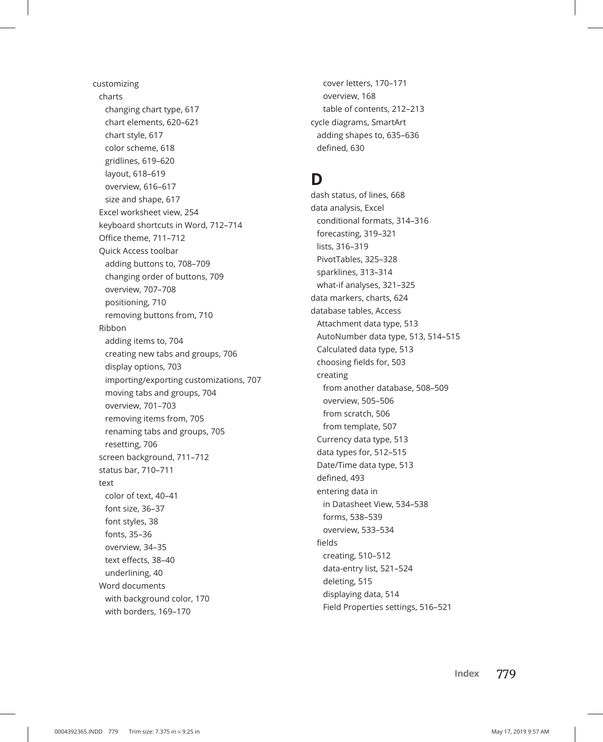customizing
- charts
  - changing chart type, 617
  - chart elements, 620–621
  - chart style, 617
  - color scheme, 618
  - gridlines, 619–620
  - layout, 618–619
  - overview, 616–617
  - size and shape, 617
- Excel worksheet view, 254
- keyboard shortcuts in Word, 712–714
- Office theme, 711–712
- Quick Access toolbar
  - adding buttons to, 708–709
  - changing order of buttons, 709
  - overview, 707–708
  - positioning, 710
  - removing buttons from, 710
- Ribbon
  - adding items to, 704
  - creating new tabs and groups, 706
  - display options, 703
  - importing/exporting customizations, 707
  - moving tabs and groups, 704
  - overview, 701–703
  - removing items from, 705
  - renaming tabs and groups, 705
  - resetting, 706
- screen background, 711–712
- status bar, 710–711
- text
  - color of text, 40–41
  - font size, 36–37
  - font styles, 38
  - fonts, 35–36
  - overview, 34–35
  - text effects, 38–40
  - underlining, 40
- Word documents
  - with background color, 170
  - with borders, 169–170
  - cover letters, 170–171
  - overview, 168
  - table of contents, 212–213

cycle diagrams, SmartArt
- adding shapes to, 635–636
- defined, 630

# D

dash status, of lines, 668

data analysis, Excel
- conditional formats, 314–316
- forecasting, 319–321
- lists, 316–319
- PivotTables, 325–328
- sparklines, 313–314
- what-if analyses, 321–325

data markers, charts, 624

database tables, Access
- Attachment data type, 513
- AutoNumber data type, 513, 514–515
- Calculated data type, 513
- choosing fields for, 503
- creating
  - from another database, 508–509
  - overview, 505–506
  - from scratch, 506
  - from template, 507
- Currency data type, 513
- data types for, 512–515
- Date/Time data type, 513
- defined, 493
- entering data in
  - in Datasheet View, 534–538
  - forms, 538–539
  - overview, 533–534
- fields
  - creating, 510–512
  - data-entry list, 521–524
  - deleting, 515
  - displaying data, 514
  - Field Properties settings, 516–521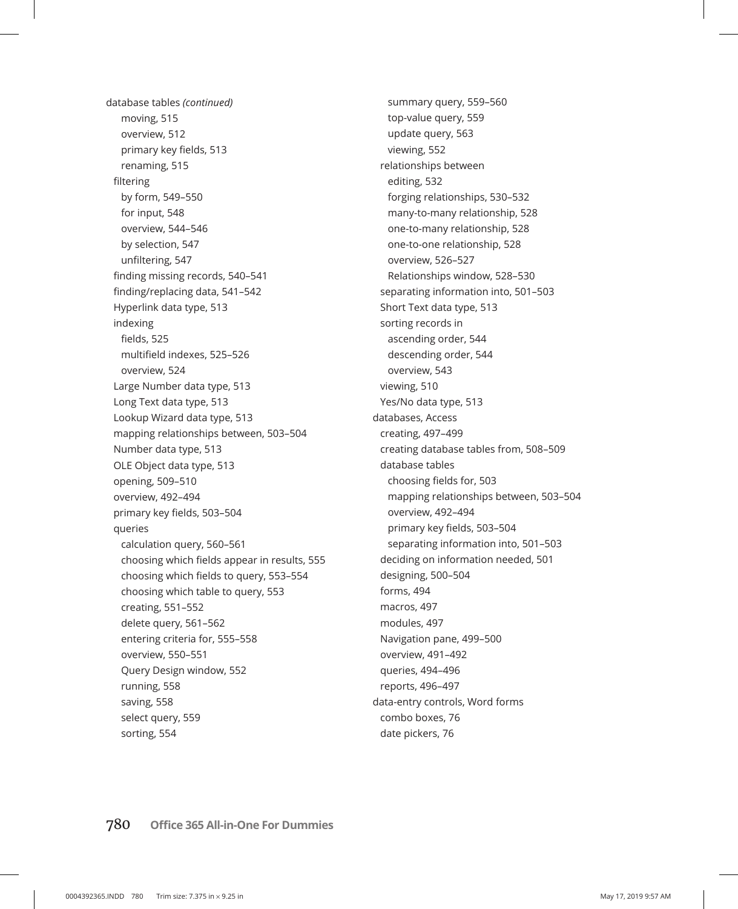database tables *(continued)*
- moving, 515
- overview, 512
- primary key fields, 513
- renaming, 515

filtering
- by form, 549–550
- for input, 548
- overview, 544–546
- by selection, 547
- unfiltering, 547

finding missing records, 540–541
finding/replacing data, 541–542
Hyperlink data type, 513
indexing
- fields, 525
- multifield indexes, 525–526
- overview, 524

Large Number data type, 513
Long Text data type, 513
Lookup Wizard data type, 513
mapping relationships between, 503–504
Number data type, 513
OLE Object data type, 513
opening, 509–510
overview, 492–494
primary key fields, 503–504
queries
- calculation query, 560–561
- choosing which fields appear in results, 555
- choosing which fields to query, 553–554
- choosing which table to query, 553
- creating, 551–552
- delete query, 561–562
- entering criteria for, 555–558
- overview, 550–551
- Query Design window, 552
- running, 558
- saving, 558
- select query, 559
- sorting, 554
- summary query, 559–560
- top-value query, 559
- update query, 563
- viewing, 552

relationships between
- editing, 532
- forging relationships, 530–532
- many-to-many relationship, 528
- one-to-many relationship, 528
- one-to-one relationship, 528
- overview, 526–527
- Relationships window, 528–530

separating information into, 501–503
Short Text data type, 513
sorting records in
- ascending order, 544
- descending order, 544
- overview, 543

viewing, 510
Yes/No data type, 513

databases, Access
- creating, 497–499
- creating database tables from, 508–509
- database tables
  - choosing fields for, 503
  - mapping relationships between, 503–504
  - overview, 492–494
  - primary key fields, 503–504
  - separating information into, 501–503
- deciding on information needed, 501
- designing, 500–504
- forms, 494
- macros, 497
- modules, 497
- Navigation pane, 499–500
- overview, 491–492
- queries, 494–496
- reports, 496–497

data-entry controls, Word forms
- combo boxes, 76
- date pickers, 76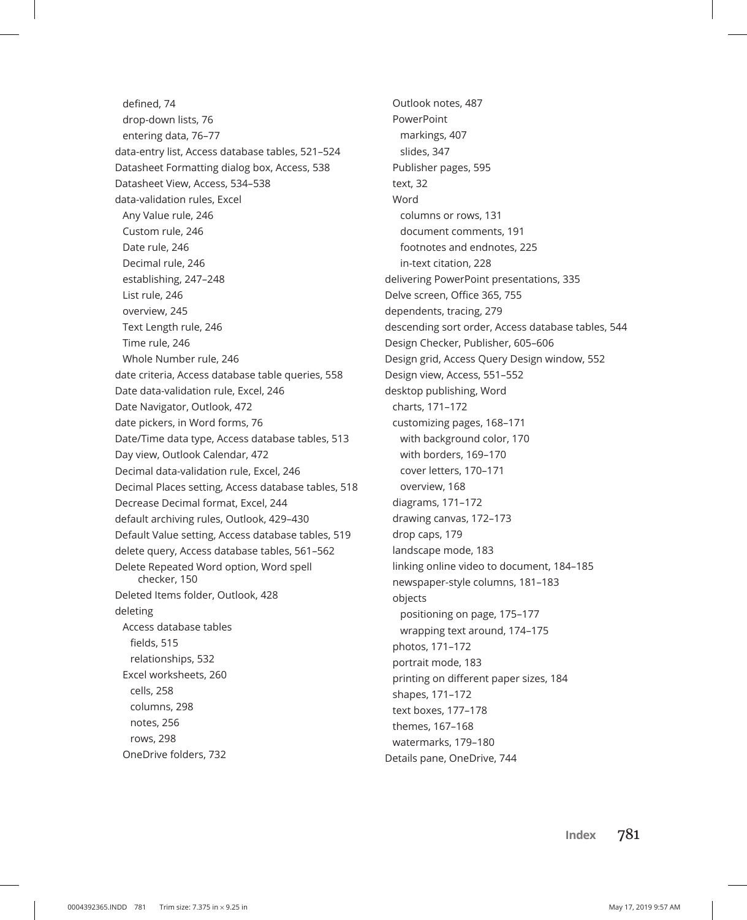- defined, 74
- drop-down lists, 76
- entering data, 76–77

data-entry list, Access database tables, 521–524
Datasheet Formatting dialog box, Access, 538
Datasheet View, Access, 534–538
data-validation rules, Excel
- Any Value rule, 246
- Custom rule, 246
- Date rule, 246
- Decimal rule, 246
- establishing, 247–248
- List rule, 246
- overview, 245
- Text Length rule, 246
- Time rule, 246
- Whole Number rule, 246

date criteria, Access database table queries, 558
Date data-validation rule, Excel, 246
Date Navigator, Outlook, 472
date pickers, in Word forms, 76
Date/Time data type, Access database tables, 513
Day view, Outlook Calendar, 472
Decimal data-validation rule, Excel, 246
Decimal Places setting, Access database tables, 518
Decrease Decimal format, Excel, 244
default archiving rules, Outlook, 429–430
Default Value setting, Access database tables, 519
delete query, Access database tables, 561–562
Delete Repeated Word option, Word spell checker, 150
Deleted Items folder, Outlook, 428
deleting
- Access database tables
  - fields, 515
  - relationships, 532
- Excel worksheets, 260
  - cells, 258
  - columns, 298
  - notes, 256
  - rows, 298
- OneDrive folders, 732
- Outlook notes, 487
- PowerPoint
  - markings, 407
  - slides, 347
- Publisher pages, 595
- text, 32
- Word
  - columns or rows, 131
  - document comments, 191
  - footnotes and endnotes, 225
  - in-text citation, 228

delivering PowerPoint presentations, 335
Delve screen, Office 365, 755
dependents, tracing, 279
descending sort order, Access database tables, 544
Design Checker, Publisher, 605–606
Design grid, Access Query Design window, 552
Design view, Access, 551–552
desktop publishing, Word
- charts, 171–172
- customizing pages, 168–171
  - with background color, 170
  - with borders, 169–170
  - cover letters, 170–171
  - overview, 168
- diagrams, 171–172
- drawing canvas, 172–173
- drop caps, 179
- landscape mode, 183
- linking online video to document, 184–185
- newspaper-style columns, 181–183
- objects
  - positioning on page, 175–177
  - wrapping text around, 174–175
- photos, 171–172
- portrait mode, 183
- printing on different paper sizes, 184
- shapes, 171–172
- text boxes, 177–178
- themes, 167–168
- watermarks, 179–180

Details pane, OneDrive, 744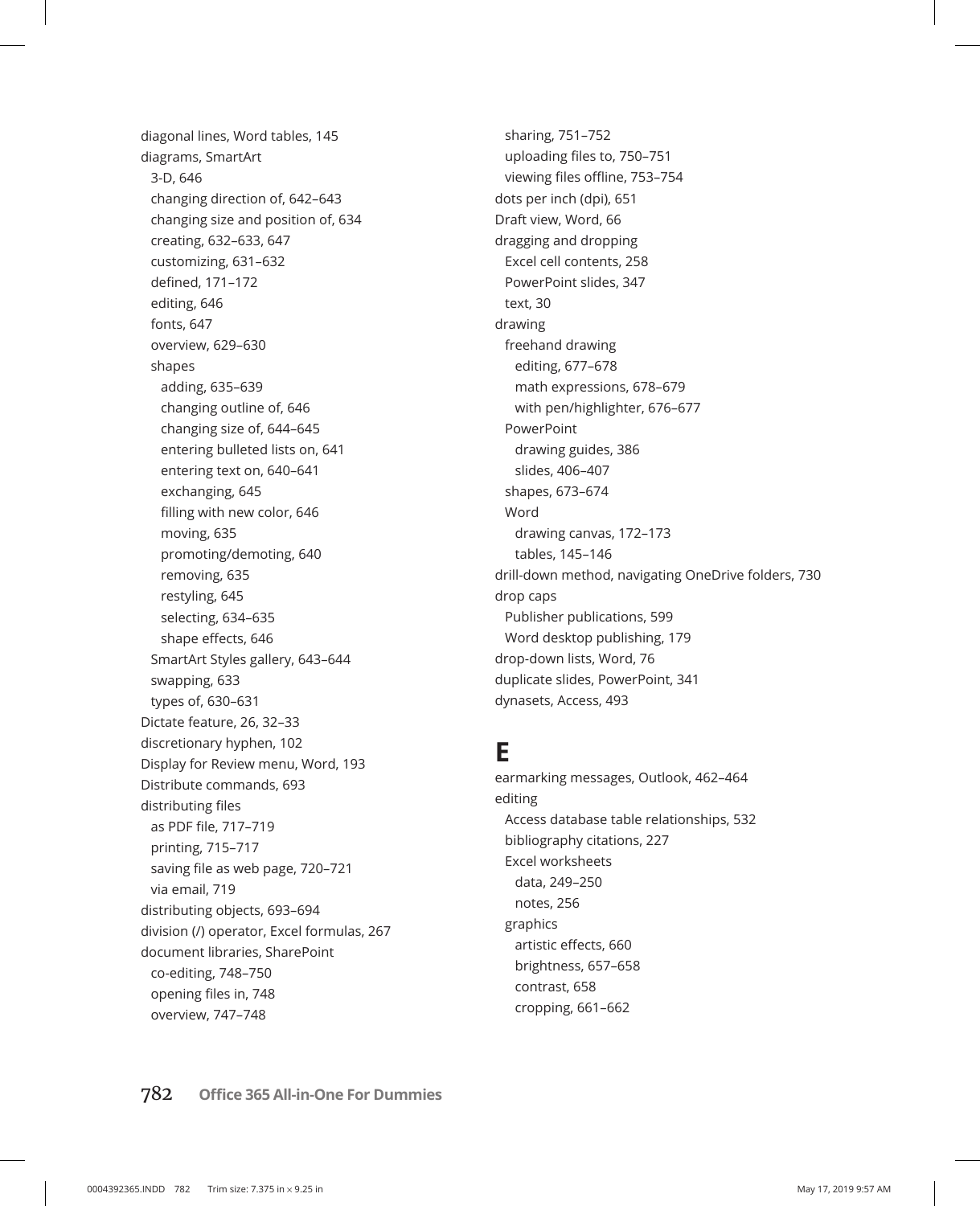diagonal lines, Word tables, 145
diagrams, SmartArt
  3-D, 646
  changing direction of, 642–643
  changing size and position of, 634
  creating, 632–633, 647
  customizing, 631–632
  defined, 171–172
  editing, 646
  fonts, 647
  overview, 629–630
  shapes
    adding, 635–639
    changing outline of, 646
    changing size of, 644–645
    entering bulleted lists on, 641
    entering text on, 640–641
    exchanging, 645
    filling with new color, 646
    moving, 635
    promoting/demoting, 640
    removing, 635
    restyling, 645
    selecting, 634–635
    shape effects, 646
  SmartArt Styles gallery, 643–644
  swapping, 633
  types of, 630–631
Dictate feature, 26, 32–33
discretionary hyphen, 102
Display for Review menu, Word, 193
Distribute commands, 693
distributing files
  as PDF file, 717–719
  printing, 715–717
  saving file as web page, 720–721
  via email, 719
distributing objects, 693–694
division (/) operator, Excel formulas, 267
document libraries, SharePoint
  co-editing, 748–750
  opening files in, 748
  overview, 747–748
  sharing, 751–752
  uploading files to, 750–751
  viewing files offline, 753–754
dots per inch (dpi), 651
Draft view, Word, 66
dragging and dropping
  Excel cell contents, 258
  PowerPoint slides, 347
  text, 30
drawing
  freehand drawing
    editing, 677–678
    math expressions, 678–679
    with pen/highlighter, 676–677
  PowerPoint
    drawing guides, 386
    slides, 406–407
  shapes, 673–674
  Word
    drawing canvas, 172–173
    tables, 145–146
drill-down method, navigating OneDrive folders, 730
drop caps
  Publisher publications, 599
  Word desktop publishing, 179
drop-down lists, Word, 76
duplicate slides, PowerPoint, 341
dynasets, Access, 493

# E

earmarking messages, Outlook, 462–464
editing
  Access database table relationships, 532
  bibliography citations, 227
  Excel worksheets
    data, 249–250
    notes, 256
  graphics
    artistic effects, 660
    brightness, 657–658
    contrast, 658
    cropping, 661–662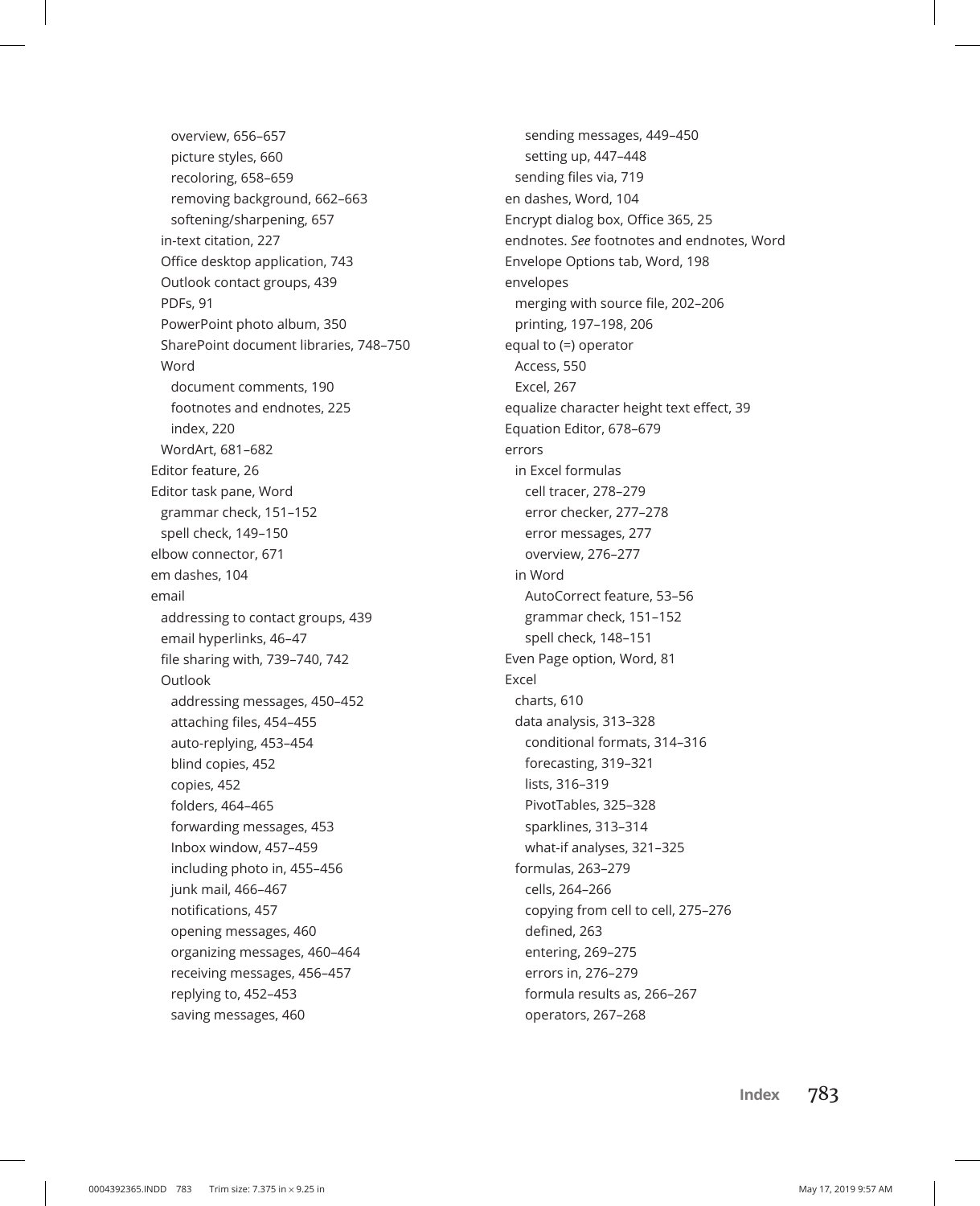overview, 656–657
    picture styles, 660
    recoloring, 658–659
    removing background, 662–663
    softening/sharpening, 657
  in-text citation, 227
  Office desktop application, 743
  Outlook contact groups, 439
  PDFs, 91
  PowerPoint photo album, 350
  SharePoint document libraries, 748–750
  Word
    document comments, 190
    footnotes and endnotes, 225
    index, 220
  WordArt, 681–682
Editor feature, 26
Editor task pane, Word
  grammar check, 151–152
  spell check, 149–150
elbow connector, 671
em dashes, 104
email
  addressing to contact groups, 439
  email hyperlinks, 46–47
  file sharing with, 739–740, 742
  Outlook
    addressing messages, 450–452
    attaching files, 454–455
    auto-replying, 453–454
    blind copies, 452
    copies, 452
    folders, 464–465
    forwarding messages, 453
    Inbox window, 457–459
    including photo in, 455–456
    junk mail, 466–467
    notifications, 457
    opening messages, 460
    organizing messages, 460–464
    receiving messages, 456–457
    replying to, 452–453
    saving messages, 460
    sending messages, 449–450
    setting up, 447–448
  sending files via, 719
en dashes, Word, 104
Encrypt dialog box, Office 365, 25
endnotes. *See* footnotes and endnotes, Word
Envelope Options tab, Word, 198
envelopes
  merging with source file, 202–206
  printing, 197–198, 206
equal to (=) operator
  Access, 550
  Excel, 267
equalize character height text effect, 39
Equation Editor, 678–679
errors
  in Excel formulas
    cell tracer, 278–279
    error checker, 277–278
    error messages, 277
    overview, 276–277
  in Word
    AutoCorrect feature, 53–56
    grammar check, 151–152
    spell check, 148–151
Even Page option, Word, 81
Excel
  charts, 610
  data analysis, 313–328
    conditional formats, 314–316
    forecasting, 319–321
    lists, 316–319
    PivotTables, 325–328
    sparklines, 313–314
    what-if analyses, 321–325
  formulas, 263–279
    cells, 264–266
    copying from cell to cell, 275–276
    defined, 263
    entering, 269–275
    errors in, 276–279
    formula results as, 266–267
    operators, 267–268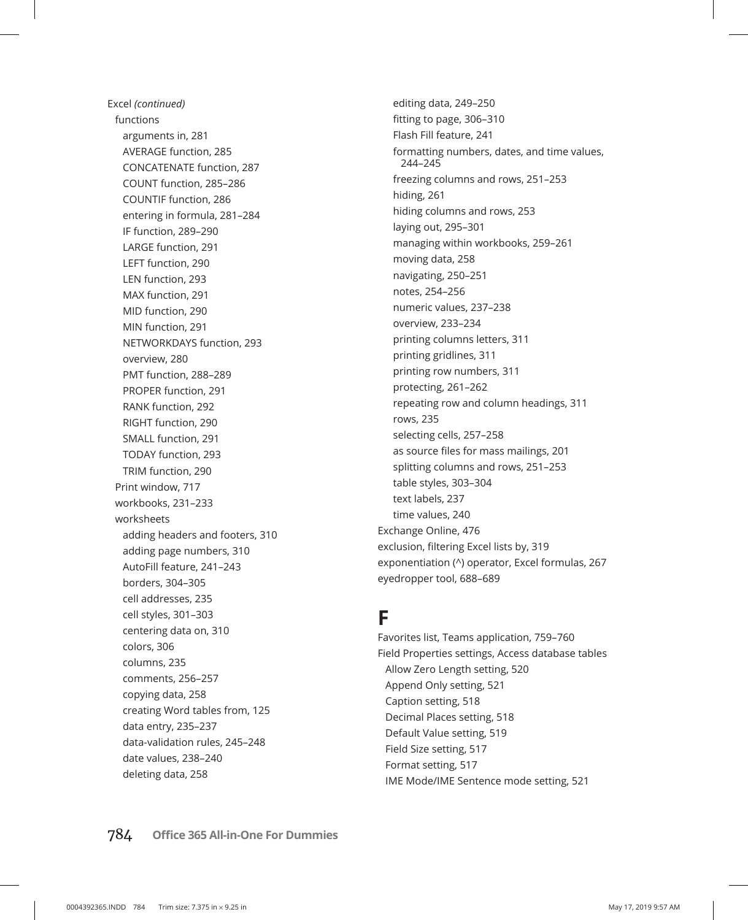Excel *(continued)*

- functions
  - arguments in, 281
  - AVERAGE function, 285
  - CONCATENATE function, 287
  - COUNT function, 285–286
  - COUNTIF function, 286
  - entering in formula, 281–284
  - IF function, 289–290
  - LARGE function, 291
  - LEFT function, 290
  - LEN function, 293
  - MAX function, 291
  - MID function, 290
  - MIN function, 291
  - NETWORKDAYS function, 293
  - overview, 280
  - PMT function, 288–289
  - PROPER function, 291
  - RANK function, 292
  - RIGHT function, 290
  - SMALL function, 291
  - TODAY function, 293
  - TRIM function, 290
- Print window, 717
- workbooks, 231–233
- worksheets
  - adding headers and footers, 310
  - adding page numbers, 310
  - AutoFill feature, 241–243
  - borders, 304–305
  - cell addresses, 235
  - cell styles, 301–303
  - centering data on, 310
  - colors, 306
  - columns, 235
  - comments, 256–257
  - copying data, 258
  - creating Word tables from, 125
  - data entry, 235–237
  - data-validation rules, 245–248
  - date values, 238–240
  - deleting data, 258
  - editing data, 249–250
  - fitting to page, 306–310
  - Flash Fill feature, 241
  - formatting numbers, dates, and time values, 244–245
  - freezing columns and rows, 251–253
  - hiding, 261
  - hiding columns and rows, 253
  - laying out, 295–301
  - managing within workbooks, 259–261
  - moving data, 258
  - navigating, 250–251
  - notes, 254–256
  - numeric values, 237–238
  - overview, 233–234
  - printing columns letters, 311
  - printing gridlines, 311
  - printing row numbers, 311
  - protecting, 261–262
  - repeating row and column headings, 311
  - rows, 235
  - selecting cells, 257–258
  - as source files for mass mailings, 201
  - splitting columns and rows, 251–253
  - table styles, 303–304
  - text labels, 237
  - time values, 240

Exchange Online, 476

exclusion, filtering Excel lists by, 319

exponentiation (^) operator, Excel formulas, 267

eyedropper tool, 688–689

# F

Favorites list, Teams application, 759–760

Field Properties settings, Access database tables

- Allow Zero Length setting, 520
- Append Only setting, 521
- Caption setting, 518
- Decimal Places setting, 518
- Default Value setting, 519
- Field Size setting, 517
- Format setting, 517
- IME Mode/IME Sentence mode setting, 521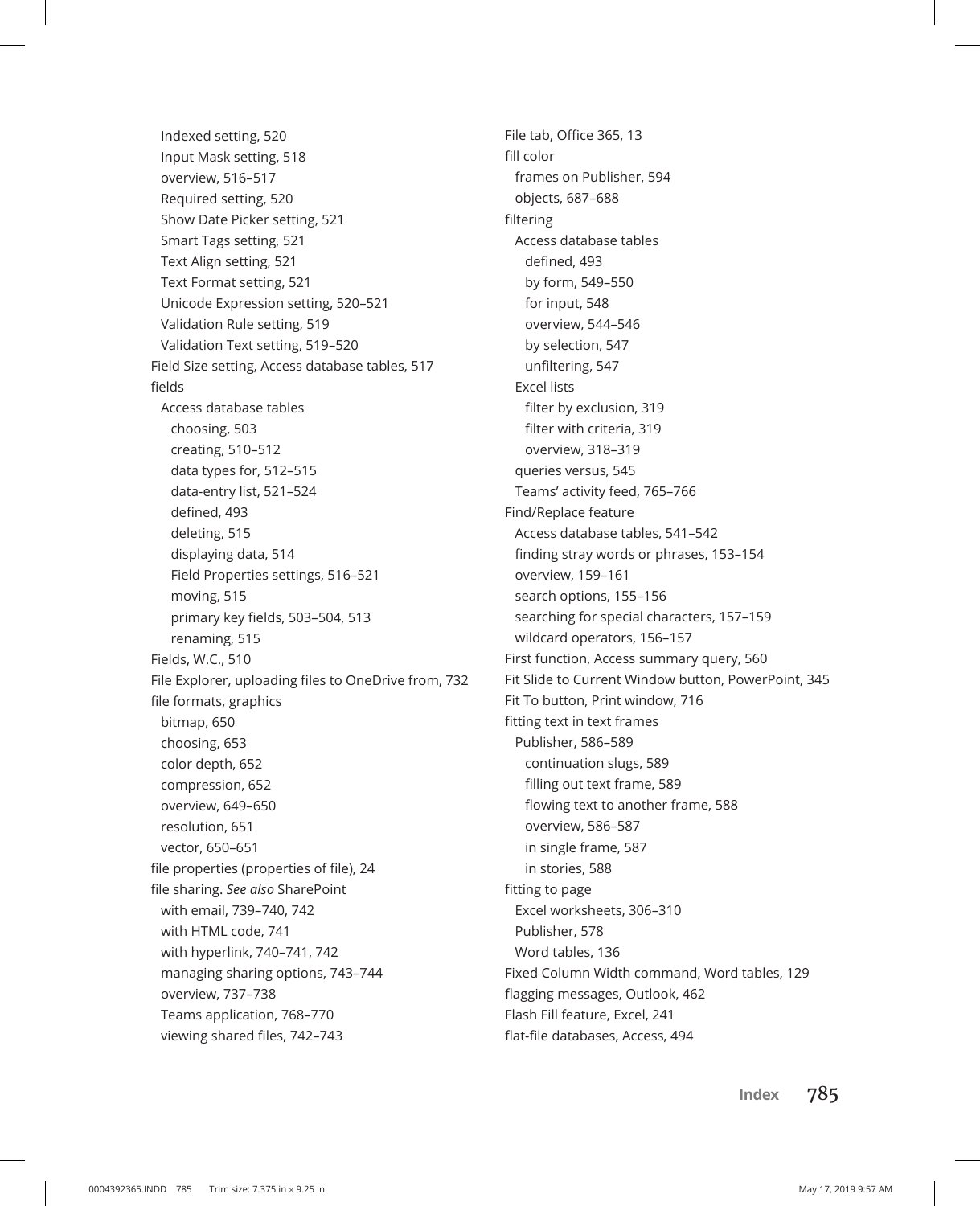Indexed setting, 520
  Input Mask setting, 518
  overview, 516–517
  Required setting, 520
  Show Date Picker setting, 521
  Smart Tags setting, 521
  Text Align setting, 521
  Text Format setting, 521
  Unicode Expression setting, 520–521
  Validation Rule setting, 519
  Validation Text setting, 519–520

Field Size setting, Access database tables, 517

fields
  Access database tables
    choosing, 503
    creating, 510–512
    data types for, 512–515
    data-entry list, 521–524
    defined, 493
    deleting, 515
    displaying data, 514
    Field Properties settings, 516–521
    moving, 515
    primary key fields, 503–504, 513
    renaming, 515

Fields, W.C., 510

File Explorer, uploading files to OneDrive from, 732

file formats, graphics
  bitmap, 650
  choosing, 653
  color depth, 652
  compression, 652
  overview, 649–650
  resolution, 651
  vector, 650–651

file properties (properties of file), 24

file sharing. *See also* SharePoint
  with email, 739–740, 742
  with HTML code, 741
  with hyperlink, 740–741, 742
  managing sharing options, 743–744
  overview, 737–738
  Teams application, 768–770
  viewing shared files, 742–743

File tab, Office 365, 13

fill color
  frames on Publisher, 594
  objects, 687–688

filtering
  Access database tables
    defined, 493
    by form, 549–550
    for input, 548
    overview, 544–546
    by selection, 547
    unfiltering, 547
  Excel lists
    filter by exclusion, 319
    filter with criteria, 319
    overview, 318–319
  queries versus, 545
  Teams' activity feed, 765–766

Find/Replace feature
  Access database tables, 541–542
  finding stray words or phrases, 153–154
  overview, 159–161
  search options, 155–156
  searching for special characters, 157–159
  wildcard operators, 156–157

First function, Access summary query, 560

Fit Slide to Current Window button, PowerPoint, 345

Fit To button, Print window, 716

fitting text in text frames
  Publisher, 586–589
    continuation slugs, 589
    filling out text frame, 589
    flowing text to another frame, 588
    overview, 586–587
    in single frame, 587
    in stories, 588

fitting to page
  Excel worksheets, 306–310
  Publisher, 578
  Word tables, 136

Fixed Column Width command, Word tables, 129

flagging messages, Outlook, 462

Flash Fill feature, Excel, 241

flat-file databases, Access, 494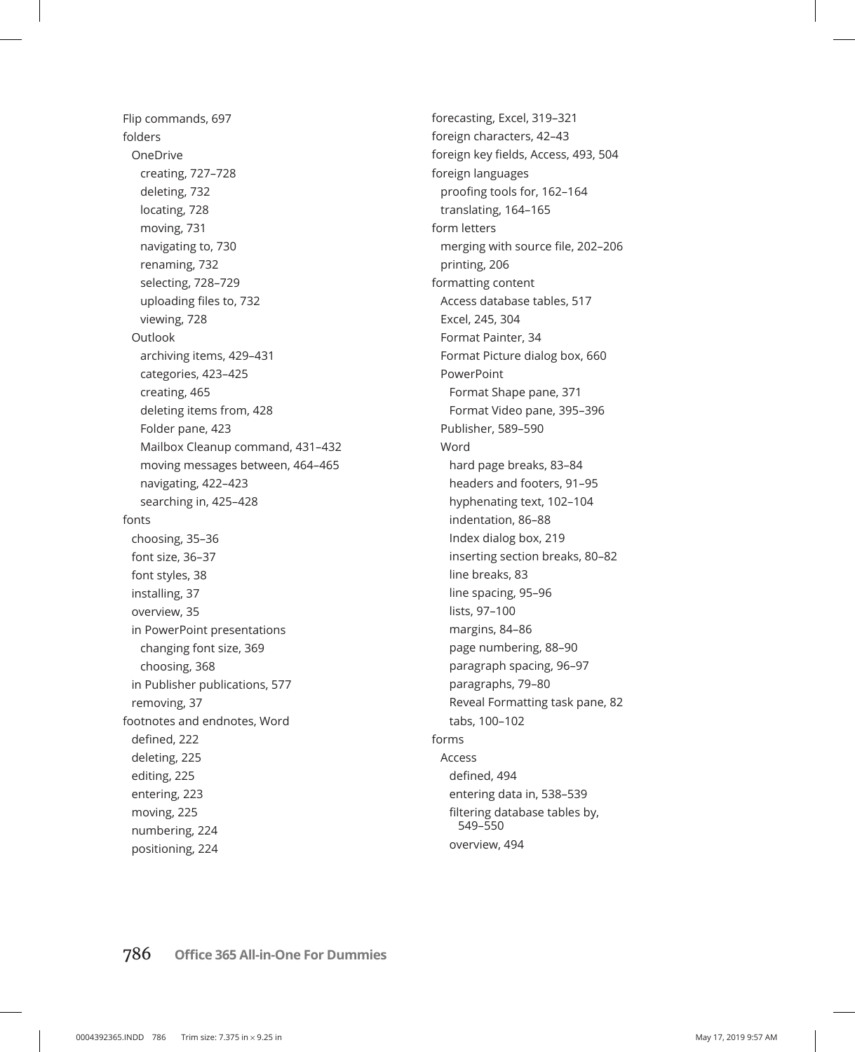Flip commands, 697
folders
  OneDrive
    creating, 727–728
    deleting, 732
    locating, 728
    moving, 731
    navigating to, 730
    renaming, 732
    selecting, 728–729
    uploading files to, 732
    viewing, 728
  Outlook
    archiving items, 429–431
    categories, 423–425
    creating, 465
    deleting items from, 428
    Folder pane, 423
    Mailbox Cleanup command, 431–432
    moving messages between, 464–465
    navigating, 422–423
    searching in, 425–428
fonts
  choosing, 35–36
  font size, 36–37
  font styles, 38
  installing, 37
  overview, 35
  in PowerPoint presentations
    changing font size, 369
    choosing, 368
  in Publisher publications, 577
  removing, 37
footnotes and endnotes, Word
  defined, 222
  deleting, 225
  editing, 225
  entering, 223
  moving, 225
  numbering, 224
  positioning, 224

forecasting, Excel, 319–321
foreign characters, 42–43
foreign key fields, Access, 493, 504
foreign languages
  proofing tools for, 162–164
  translating, 164–165
form letters
  merging with source file, 202–206
  printing, 206
formatting content
  Access database tables, 517
  Excel, 245, 304
  Format Painter, 34
  Format Picture dialog box, 660
  PowerPoint
    Format Shape pane, 371
    Format Video pane, 395–396
  Publisher, 589–590
  Word
    hard page breaks, 83–84
    headers and footers, 91–95
    hyphenating text, 102–104
    indentation, 86–88
    Index dialog box, 219
    inserting section breaks, 80–82
    line breaks, 83
    line spacing, 95–96
    lists, 97–100
    margins, 84–86
    page numbering, 88–90
    paragraph spacing, 96–97
    paragraphs, 79–80
    Reveal Formatting task pane, 82
    tabs, 100–102
forms
  Access
    defined, 494
    entering data in, 538–539
    filtering database tables by, 549–550
    overview, 494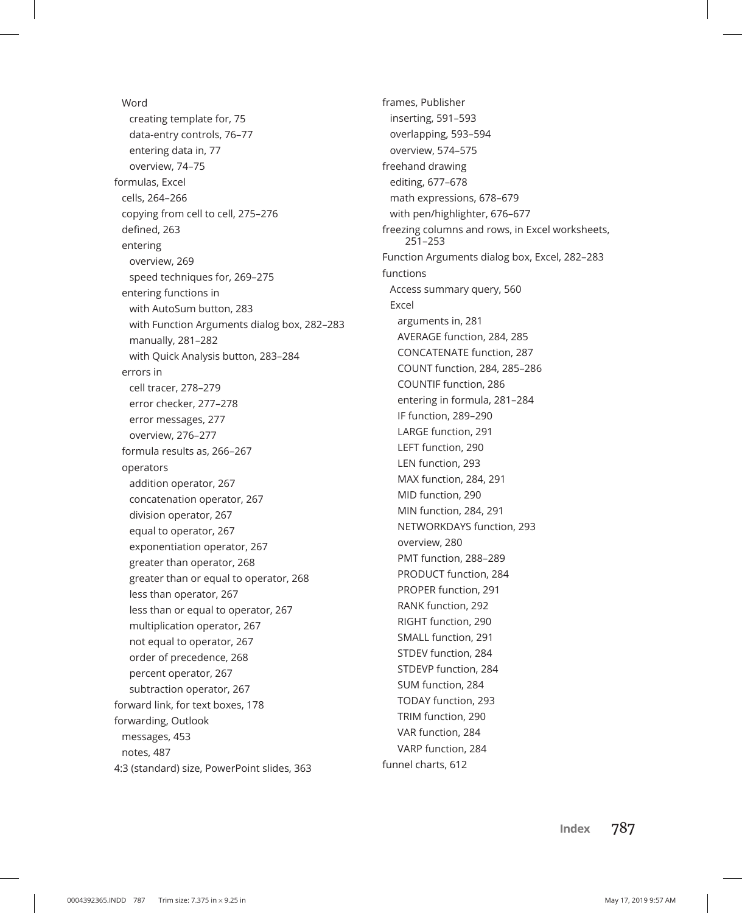- Word
  - creating template for, 75
  - data-entry controls, 76–77
  - entering data in, 77
  - overview, 74–75
- formulas, Excel
  - cells, 264–266
  - copying from cell to cell, 275–276
  - defined, 263
  - entering
    - overview, 269
    - speed techniques for, 269–275
  - entering functions in
    - with AutoSum button, 283
    - with Function Arguments dialog box, 282–283
    - manually, 281–282
    - with Quick Analysis button, 283–284
  - errors in
    - cell tracer, 278–279
    - error checker, 277–278
    - error messages, 277
    - overview, 276–277
  - formula results as, 266–267
  - operators
    - addition operator, 267
    - concatenation operator, 267
    - division operator, 267
    - equal to operator, 267
    - exponentiation operator, 267
    - greater than operator, 268
    - greater than or equal to operator, 268
    - less than operator, 267
    - less than or equal to operator, 267
    - multiplication operator, 267
    - not equal to operator, 267
    - order of precedence, 268
    - percent operator, 267
    - subtraction operator, 267
- forward link, for text boxes, 178
- forwarding, Outlook
  - messages, 453
  - notes, 487
- 4:3 (standard) size, PowerPoint slides, 363
- frames, Publisher
  - inserting, 591–593
  - overlapping, 593–594
  - overview, 574–575
- freehand drawing
  - editing, 677–678
  - math expressions, 678–679
  - with pen/highlighter, 676–677
- freezing columns and rows, in Excel worksheets, 251–253
- Function Arguments dialog box, Excel, 282–283
- functions
  - Access summary query, 560
  - Excel
    - arguments in, 281
    - AVERAGE function, 284, 285
    - CONCATENATE function, 287
    - COUNT function, 284, 285–286
    - COUNTIF function, 286
    - entering in formula, 281–284
    - IF function, 289–290
    - LARGE function, 291
    - LEFT function, 290
    - LEN function, 293
    - MAX function, 284, 291
    - MID function, 290
    - MIN function, 284, 291
    - NETWORKDAYS function, 293
    - overview, 280
    - PMT function, 288–289
    - PRODUCT function, 284
    - PROPER function, 291
    - RANK function, 292
    - RIGHT function, 290
    - SMALL function, 291
    - STDEV function, 284
    - STDEVP function, 284
    - SUM function, 284
    - TODAY function, 293
    - TRIM function, 290
    - VAR function, 284
    - VARP function, 284
- funnel charts, 612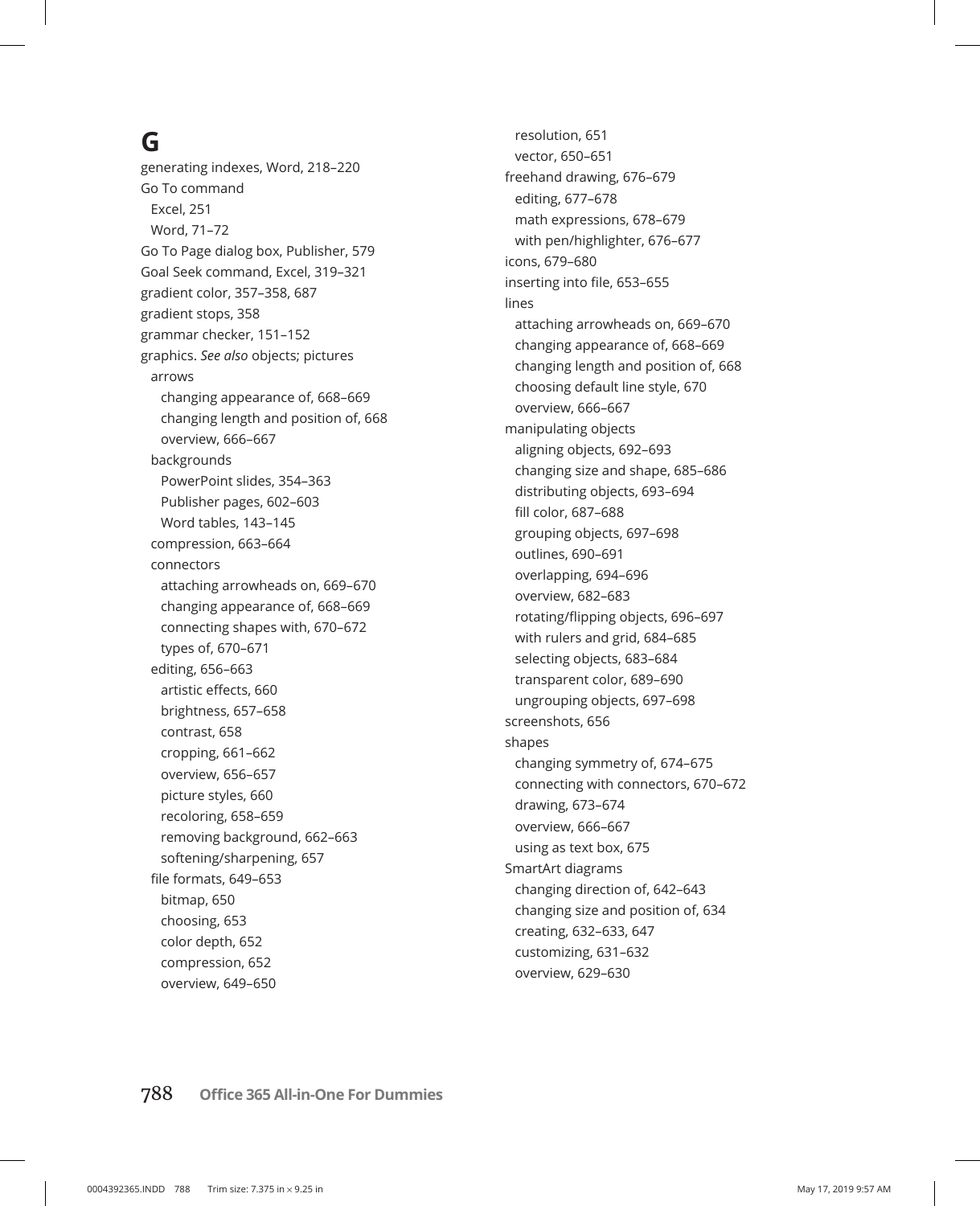# G

generating indexes, Word, 218–220
Go To command
  Excel, 251
  Word, 71–72
Go To Page dialog box, Publisher, 579
Goal Seek command, Excel, 319–321
gradient color, 357–358, 687
gradient stops, 358
grammar checker, 151–152
graphics. *See also* objects; pictures
  arrows
    changing appearance of, 668–669
    changing length and position of, 668
    overview, 666–667
  backgrounds
    PowerPoint slides, 354–363
    Publisher pages, 602–603
    Word tables, 143–145
  compression, 663–664
  connectors
    attaching arrowheads on, 669–670
    changing appearance of, 668–669
    connecting shapes with, 670–672
    types of, 670–671
  editing, 656–663
    artistic effects, 660
    brightness, 657–658
    contrast, 658
    cropping, 661–662
    overview, 656–657
    picture styles, 660
    recoloring, 658–659
    removing background, 662–663
    softening/sharpening, 657
  file formats, 649–653
    bitmap, 650
    choosing, 653
    color depth, 652
    compression, 652
    overview, 649–650
    resolution, 651
    vector, 650–651
  freehand drawing, 676–679
    editing, 677–678
    math expressions, 678–679
    with pen/highlighter, 676–677
  icons, 679–680
  inserting into file, 653–655
  lines
    attaching arrowheads on, 669–670
    changing appearance of, 668–669
    changing length and position of, 668
    choosing default line style, 670
    overview, 666–667
  manipulating objects
    aligning objects, 692–693
    changing size and shape, 685–686
    distributing objects, 693–694
    fill color, 687–688
    grouping objects, 697–698
    outlines, 690–691
    overlapping, 694–696
    overview, 682–683
    rotating/flipping objects, 696–697
    with rulers and grid, 684–685
    selecting objects, 683–684
    transparent color, 689–690
    ungrouping objects, 697–698
  screenshots, 656
  shapes
    changing symmetry of, 674–675
    connecting with connectors, 670–672
    drawing, 673–674
    overview, 666–667
    using as text box, 675
  SmartArt diagrams
    changing direction of, 642–643
    changing size and position of, 634
    creating, 632–633, 647
    customizing, 631–632
    overview, 629–630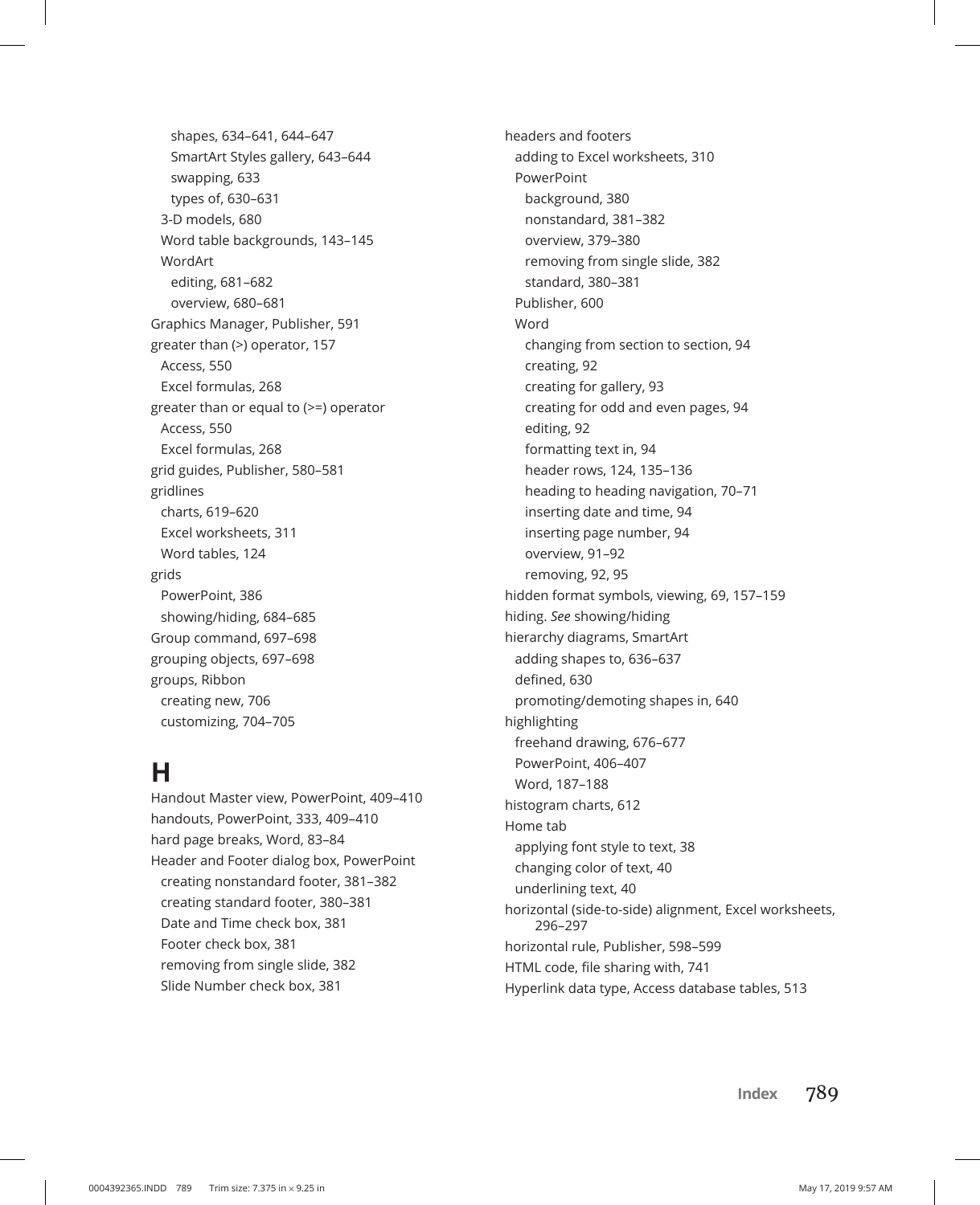shapes, 634–641, 644–647
SmartArt Styles gallery, 643–644
swapping, 633
types of, 630–631
3-D models, 680
Word table backgrounds, 143–145
WordArt
editing, 681–682
overview, 680–681
Graphics Manager, Publisher, 591
greater than (>) operator, 157
Access, 550
Excel formulas, 268
greater than or equal to (>=) operator
Access, 550
Excel formulas, 268
grid guides, Publisher, 580–581
gridlines
charts, 619–620
Excel worksheets, 311
Word tables, 124
grids
PowerPoint, 386
showing/hiding, 684–685
Group command, 697–698
grouping objects, 697–698
groups, Ribbon
creating new, 706
customizing, 704–705

# H

Handout Master view, PowerPoint, 409–410
handouts, PowerPoint, 333, 409–410
hard page breaks, Word, 83–84
Header and Footer dialog box, PowerPoint
creating nonstandard footer, 381–382
creating standard footer, 380–381
Date and Time check box, 381
Footer check box, 381
removing from single slide, 382
Slide Number check box, 381

headers and footers
adding to Excel worksheets, 310
PowerPoint
background, 380
nonstandard, 381–382
overview, 379–380
removing from single slide, 382
standard, 380–381
Publisher, 600
Word
changing from section to section, 94
creating, 92
creating for gallery, 93
creating for odd and even pages, 94
editing, 92
formatting text in, 94
header rows, 124, 135–136
heading to heading navigation, 70–71
inserting date and time, 94
inserting page number, 94
overview, 91–92
removing, 92, 95
hidden format symbols, viewing, 69, 157–159
hiding. *See* showing/hiding
hierarchy diagrams, SmartArt
adding shapes to, 636–637
defined, 630
promoting/demoting shapes in, 640
highlighting
freehand drawing, 676–677
PowerPoint, 406–407
Word, 187–188
histogram charts, 612
Home tab
applying font style to text, 38
changing color of text, 40
underlining text, 40
horizontal (side-to-side) alignment, Excel worksheets, 296–297
horizontal rule, Publisher, 598–599
HTML code, file sharing with, 741
Hyperlink data type, Access database tables, 513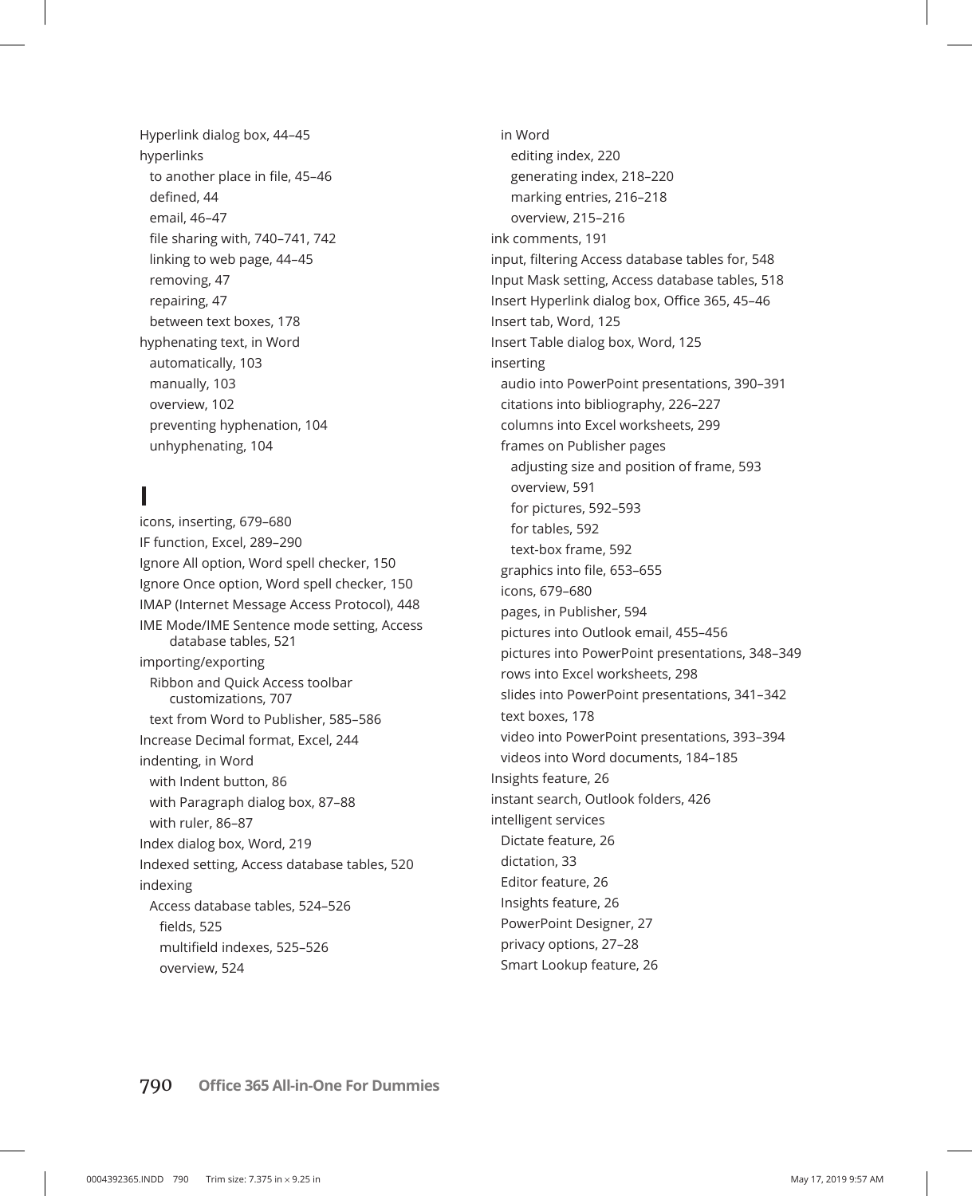Hyperlink dialog box, 44–45
hyperlinks
  to another place in file, 45–46
  defined, 44
  email, 46–47
  file sharing with, 740–741, 742
  linking to web page, 44–45
  removing, 47
  repairing, 47
  between text boxes, 178
hyphenating text, in Word
  automatically, 103
  manually, 103
  overview, 102
  preventing hyphenation, 104
  unhyphenating, 104

# I

icons, inserting, 679–680
IF function, Excel, 289–290
Ignore All option, Word spell checker, 150
Ignore Once option, Word spell checker, 150
IMAP (Internet Message Access Protocol), 448
IME Mode/IME Sentence mode setting, Access database tables, 521
importing/exporting
  Ribbon and Quick Access toolbar customizations, 707
  text from Word to Publisher, 585–586
Increase Decimal format, Excel, 244
indenting, in Word
  with Indent button, 86
  with Paragraph dialog box, 87–88
  with ruler, 86–87
Index dialog box, Word, 219
Indexed setting, Access database tables, 520
indexing
  Access database tables, 524–526
    fields, 525
    multifield indexes, 525–526
    overview, 524
  in Word
    editing index, 220
    generating index, 218–220
    marking entries, 216–218
    overview, 215–216
ink comments, 191
input, filtering Access database tables for, 548
Input Mask setting, Access database tables, 518
Insert Hyperlink dialog box, Office 365, 45–46
Insert tab, Word, 125
Insert Table dialog box, Word, 125
inserting
  audio into PowerPoint presentations, 390–391
  citations into bibliography, 226–227
  columns into Excel worksheets, 299
  frames on Publisher pages
    adjusting size and position of frame, 593
    overview, 591
    for pictures, 592–593
    for tables, 592
    text-box frame, 592
  graphics into file, 653–655
  icons, 679–680
  pages, in Publisher, 594
  pictures into Outlook email, 455–456
  pictures into PowerPoint presentations, 348–349
  rows into Excel worksheets, 298
  slides into PowerPoint presentations, 341–342
  text boxes, 178
  video into PowerPoint presentations, 393–394
  videos into Word documents, 184–185
Insights feature, 26
instant search, Outlook folders, 426
intelligent services
  Dictate feature, 26
  dictation, 33
  Editor feature, 26
  Insights feature, 26
  PowerPoint Designer, 27
  privacy options, 27–28
  Smart Lookup feature, 26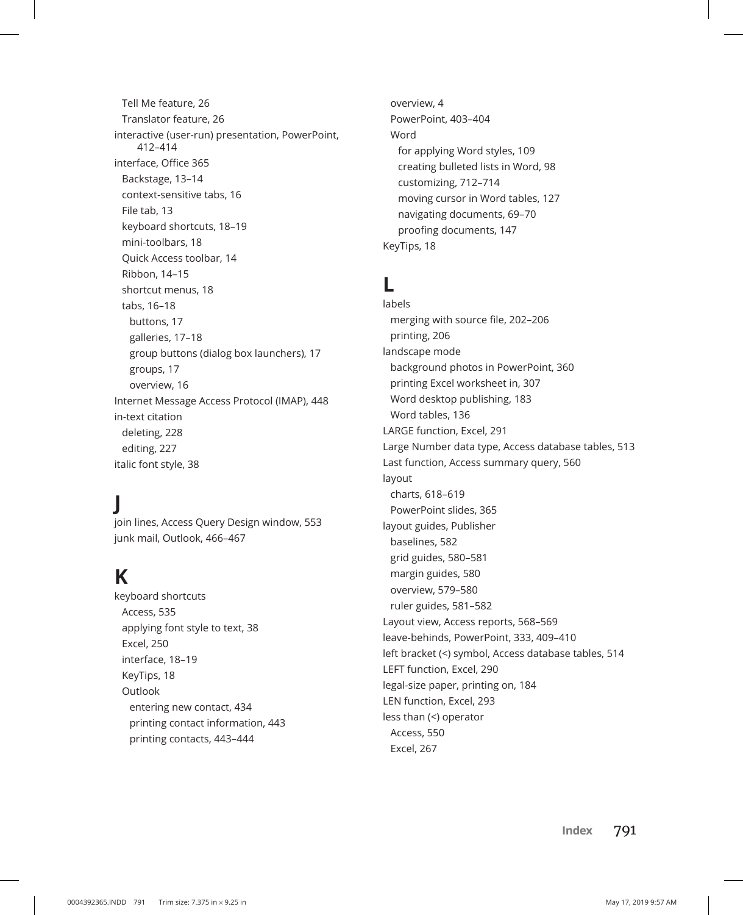- Tell Me feature, 26
- Translator feature, 26

interactive (user-run) presentation, PowerPoint, 412–414

interface, Office 365
- Backstage, 13–14
- context-sensitive tabs, 16
- File tab, 13
- keyboard shortcuts, 18–19
- mini-toolbars, 18
- Quick Access toolbar, 14
- Ribbon, 14–15
- shortcut menus, 18
- tabs, 16–18
  - buttons, 17
  - galleries, 17–18
  - group buttons (dialog box launchers), 17
  - groups, 17
  - overview, 16

Internet Message Access Protocol (IMAP), 448

in-text citation
- deleting, 228
- editing, 227

italic font style, 38

# J

join lines, Access Query Design window, 553

junk mail, Outlook, 466–467

# K

keyboard shortcuts
- Access, 535
- applying font style to text, 38
- Excel, 250
- interface, 18–19
- KeyTips, 18
- Outlook
  - entering new contact, 434
  - printing contact information, 443
  - printing contacts, 443–444
- overview, 4
- PowerPoint, 403–404
- Word
  - for applying Word styles, 109
  - creating bulleted lists in Word, 98
  - customizing, 712–714
  - moving cursor in Word tables, 127
  - navigating documents, 69–70
  - proofing documents, 147

KeyTips, 18

# L

labels
- merging with source file, 202–206
- printing, 206

landscape mode
- background photos in PowerPoint, 360
- printing Excel worksheet in, 307
- Word desktop publishing, 183
- Word tables, 136

LARGE function, Excel, 291

Large Number data type, Access database tables, 513

Last function, Access summary query, 560

layout
- charts, 618–619
- PowerPoint slides, 365

layout guides, Publisher
- baselines, 582
- grid guides, 580–581
- margin guides, 580
- overview, 579–580
- ruler guides, 581–582

Layout view, Access reports, 568–569

leave-behinds, PowerPoint, 333, 409–410

left bracket (<) symbol, Access database tables, 514

LEFT function, Excel, 290

legal-size paper, printing on, 184

LEN function, Excel, 293

less than (<) operator
- Access, 550
- Excel, 267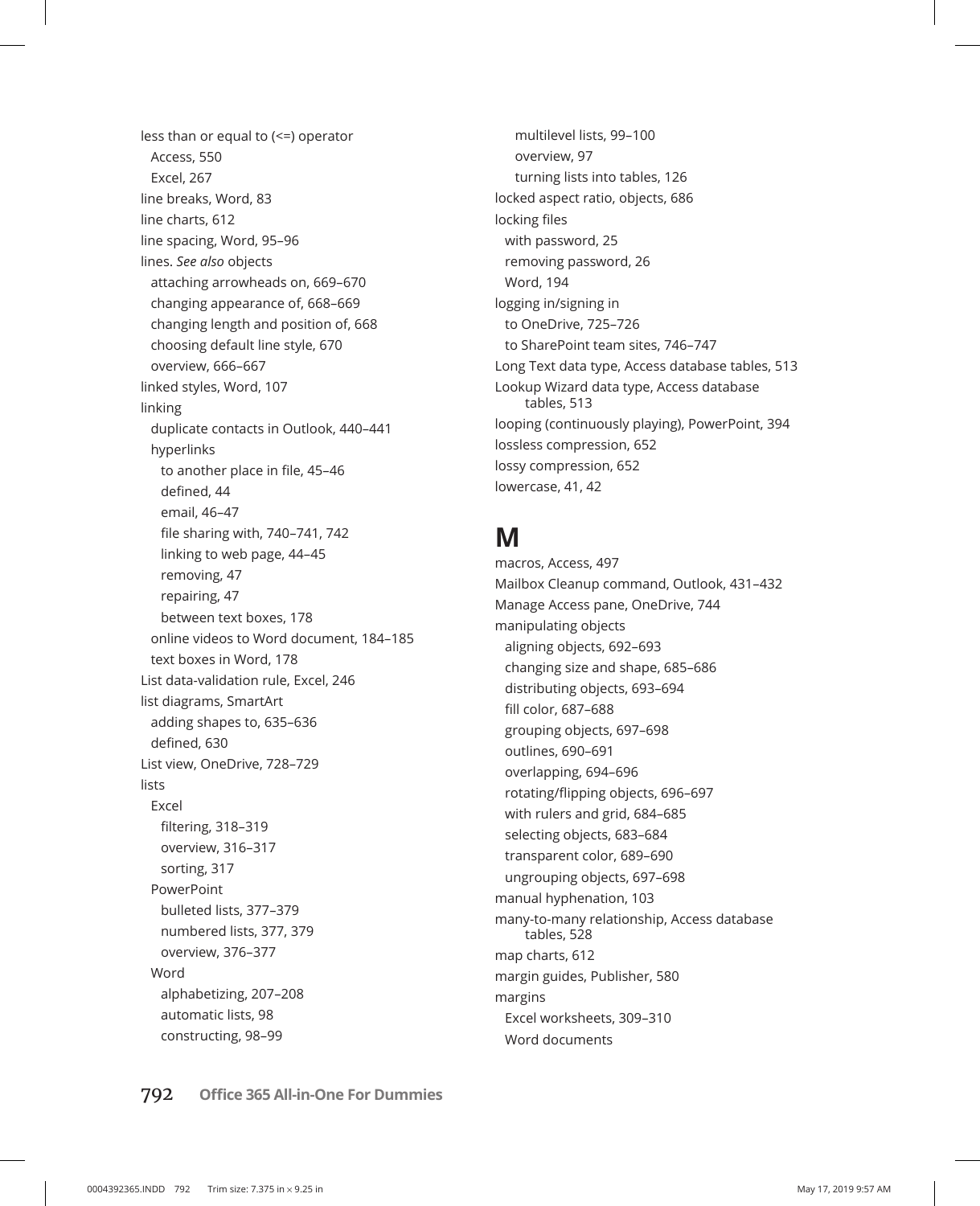less than or equal to (<=) operator
- Access, 550
- Excel, 267

line breaks, Word, 83
line charts, 612
line spacing, Word, 95–96
lines. *See also* objects
- attaching arrowheads on, 669–670
- changing appearance of, 668–669
- changing length and position of, 668
- choosing default line style, 670
- overview, 666–667

linked styles, Word, 107
linking
- duplicate contacts in Outlook, 440–441
- hyperlinks
  - to another place in file, 45–46
  - defined, 44
  - email, 46–47
  - file sharing with, 740–741, 742
  - linking to web page, 44–45
  - removing, 47
  - repairing, 47
  - between text boxes, 178
- online videos to Word document, 184–185
- text boxes in Word, 178

List data-validation rule, Excel, 246
list diagrams, SmartArt
- adding shapes to, 635–636
- defined, 630

List view, OneDrive, 728–729
lists
- Excel
  - filtering, 318–319
  - overview, 316–317
  - sorting, 317
- PowerPoint
  - bulleted lists, 377–379
  - numbered lists, 377, 379
  - overview, 376–377
- Word
  - alphabetizing, 207–208
  - automatic lists, 98
  - constructing, 98–99
  - multilevel lists, 99–100
  - overview, 97
  - turning lists into tables, 126

locked aspect ratio, objects, 686
locking files
- with password, 25
- removing password, 26
- Word, 194

logging in/signing in
- to OneDrive, 725–726
- to SharePoint team sites, 746–747

Long Text data type, Access database tables, 513
Lookup Wizard data type, Access database tables, 513
looping (continuously playing), PowerPoint, 394
lossless compression, 652
lossy compression, 652
lowercase, 41, 42

# M

macros, Access, 497
Mailbox Cleanup command, Outlook, 431–432
Manage Access pane, OneDrive, 744
manipulating objects
- aligning objects, 692–693
- changing size and shape, 685–686
- distributing objects, 693–694
- fill color, 687–688
- grouping objects, 697–698
- outlines, 690–691
- overlapping, 694–696
- rotating/flipping objects, 696–697
- with rulers and grid, 684–685
- selecting objects, 683–684
- transparent color, 689–690
- ungrouping objects, 697–698

manual hyphenation, 103
many-to-many relationship, Access database tables, 528
map charts, 612
margin guides, Publisher, 580
margins
- Excel worksheets, 309–310
- Word documents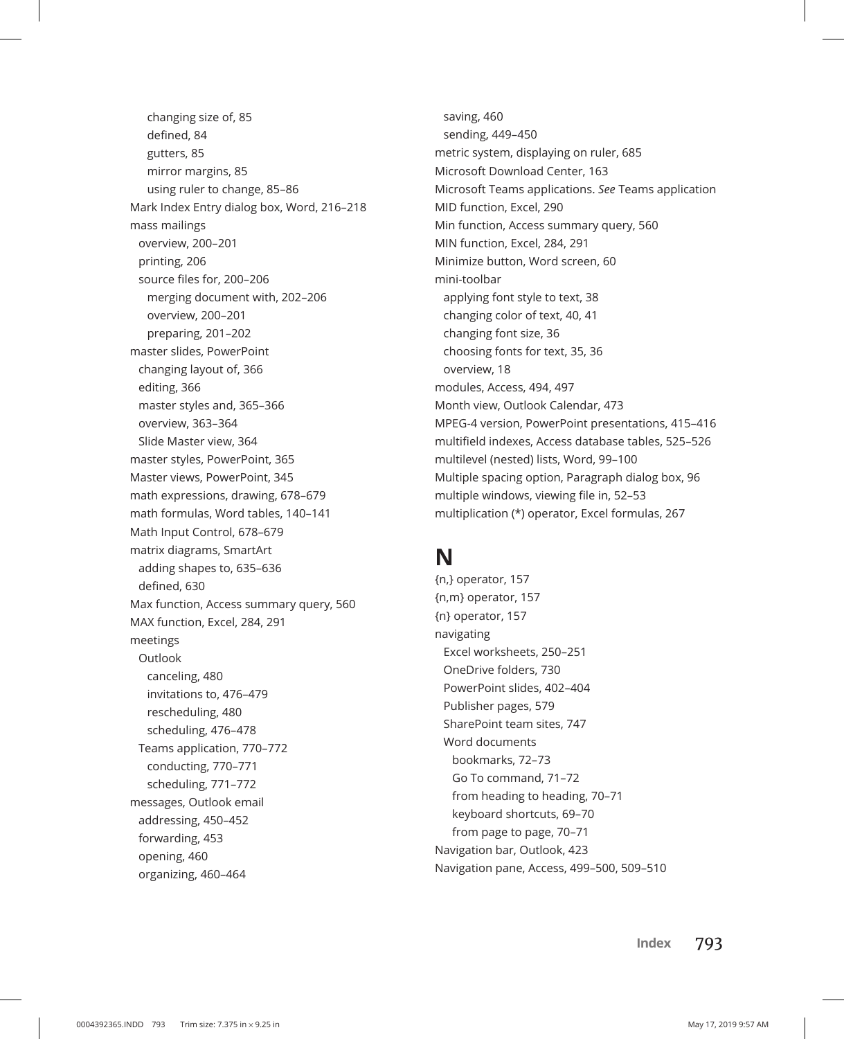- changing size of, 85
- defined, 84
- gutters, 85
- mirror margins, 85
- using ruler to change, 85–86

Mark Index Entry dialog box, Word, 216–218

mass mailings
- overview, 200–201
- printing, 206
- source files for, 200–206
  - merging document with, 202–206
  - overview, 200–201
  - preparing, 201–202

master slides, PowerPoint
- changing layout of, 366
- editing, 366
- master styles and, 365–366
- overview, 363–364
- Slide Master view, 364

master styles, PowerPoint, 365

Master views, PowerPoint, 345

math expressions, drawing, 678–679

math formulas, Word tables, 140–141

Math Input Control, 678–679

matrix diagrams, SmartArt
- adding shapes to, 635–636
- defined, 630

Max function, Access summary query, 560

MAX function, Excel, 284, 291

meetings
- Outlook
  - canceling, 480
  - invitations to, 476–479
  - rescheduling, 480
  - scheduling, 476–478
- Teams application, 770–772
  - conducting, 770–771
  - scheduling, 771–772

messages, Outlook email
- addressing, 450–452
- forwarding, 453
- opening, 460
- organizing, 460–464
- saving, 460
- sending, 449–450

metric system, displaying on ruler, 685

Microsoft Download Center, 163

Microsoft Teams applications. *See* Teams application

MID function, Excel, 290

Min function, Access summary query, 560

MIN function, Excel, 284, 291

Minimize button, Word screen, 60

mini-toolbar
- applying font style to text, 38
- changing color of text, 40, 41
- changing font size, 36
- choosing fonts for text, 35, 36
- overview, 18

modules, Access, 494, 497

Month view, Outlook Calendar, 473

MPEG-4 version, PowerPoint presentations, 415–416

multifield indexes, Access database tables, 525–526

multilevel (nested) lists, Word, 99–100

Multiple spacing option, Paragraph dialog box, 96

multiple windows, viewing file in, 52–53

multiplication (*) operator, Excel formulas, 267

# N

{n,} operator, 157

{n,m} operator, 157

{n} operator, 157

navigating
- Excel worksheets, 250–251
- OneDrive folders, 730
- PowerPoint slides, 402–404
- Publisher pages, 579
- SharePoint team sites, 747
- Word documents
  - bookmarks, 72–73
  - Go To command, 71–72
  - from heading to heading, 70–71
  - keyboard shortcuts, 69–70
  - from page to page, 70–71

Navigation bar, Outlook, 423

Navigation pane, Access, 499–500, 509–510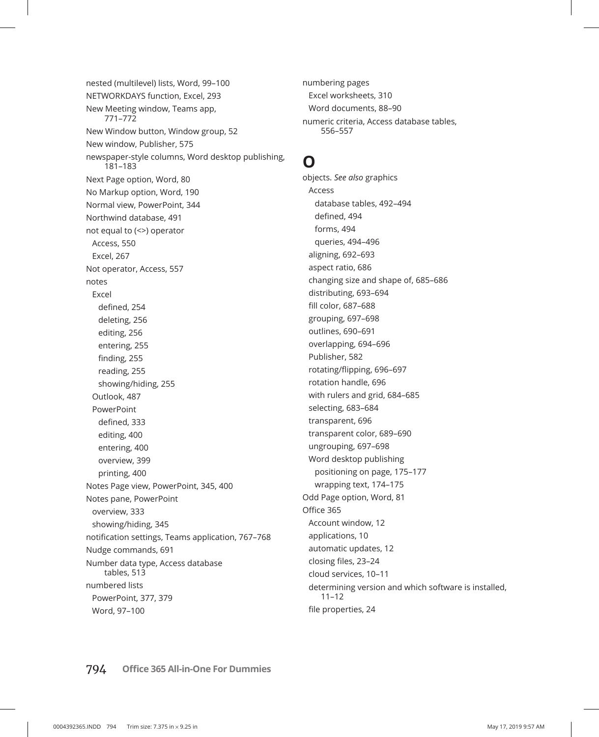nested (multilevel) lists, Word, 99–100
NETWORKDAYS function, Excel, 293
New Meeting window, Teams app, 771–772
New Window button, Window group, 52
New window, Publisher, 575
newspaper-style columns, Word desktop publishing, 181–183
Next Page option, Word, 80
No Markup option, Word, 190
Normal view, PowerPoint, 344
Northwind database, 491
not equal to (<>) operator
  Access, 550
  Excel, 267
Not operator, Access, 557
notes
  Excel
    defined, 254
    deleting, 256
    editing, 256
    entering, 255
    finding, 255
    reading, 255
    showing/hiding, 255
  Outlook, 487
  PowerPoint
    defined, 333
    editing, 400
    entering, 400
    overview, 399
    printing, 400
Notes Page view, PowerPoint, 345, 400
Notes pane, PowerPoint
  overview, 333
  showing/hiding, 345
notification settings, Teams application, 767–768
Nudge commands, 691
Number data type, Access database tables, 513
numbered lists
  PowerPoint, 377, 379
  Word, 97–100
numbering pages
  Excel worksheets, 310
  Word documents, 88–90
numeric criteria, Access database tables, 556–557

# O

objects. *See also* graphics
  Access
    database tables, 492–494
    defined, 494
    forms, 494
    queries, 494–496
  aligning, 692–693
  aspect ratio, 686
  changing size and shape of, 685–686
  distributing, 693–694
  fill color, 687–688
  grouping, 697–698
  outlines, 690–691
  overlapping, 694–696
  Publisher, 582
  rotating/flipping, 696–697
  rotation handle, 696
  with rulers and grid, 684–685
  selecting, 683–684
  transparent, 696
  transparent color, 689–690
  ungrouping, 697–698
  Word desktop publishing
    positioning on page, 175–177
    wrapping text, 174–175
Odd Page option, Word, 81
Office 365
  Account window, 12
  applications, 10
  automatic updates, 12
  closing files, 23–24
  cloud services, 10–11
  determining version and which software is installed, 11–12
  file properties, 24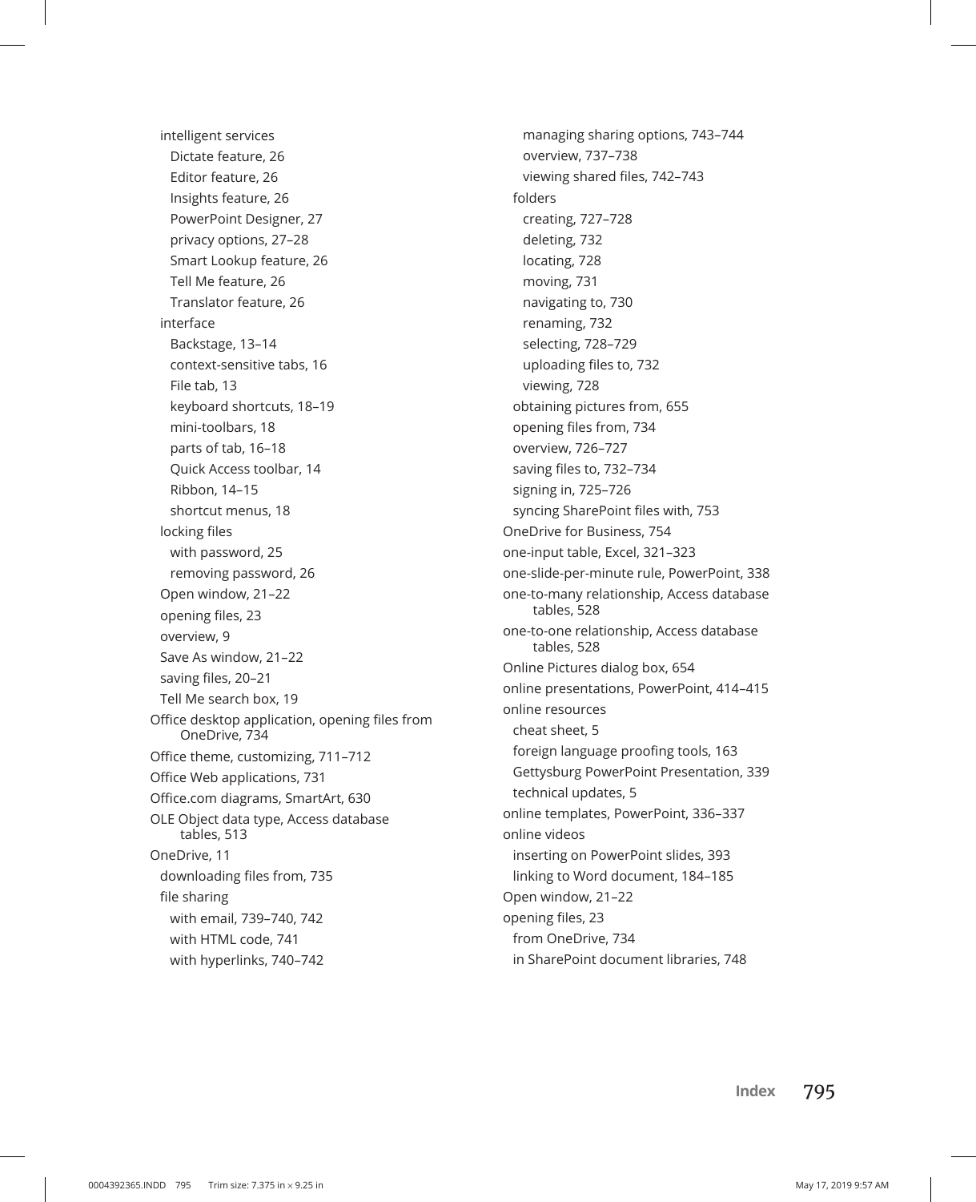- intelligent services
  - Dictate feature, 26
  - Editor feature, 26
  - Insights feature, 26
  - PowerPoint Designer, 27
  - privacy options, 27–28
  - Smart Lookup feature, 26
  - Tell Me feature, 26
  - Translator feature, 26
- interface
  - Backstage, 13–14
  - context-sensitive tabs, 16
  - File tab, 13
  - keyboard shortcuts, 18–19
  - mini-toolbars, 18
  - parts of tab, 16–18
  - Quick Access toolbar, 14
  - Ribbon, 14–15
  - shortcut menus, 18
- locking files
  - with password, 25
  - removing password, 26
- Open window, 21–22
- opening files, 23
- overview, 9
- Save As window, 21–22
- saving files, 20–21
- Tell Me search box, 19

Office desktop application, opening files from OneDrive, 734

Office theme, customizing, 711–712

Office Web applications, 731

Office.com diagrams, SmartArt, 630

OLE Object data type, Access database tables, 513

OneDrive, 11

- downloading files from, 735
- file sharing
  - with email, 739–740, 742
  - with HTML code, 741
  - with hyperlinks, 740–742
  - managing sharing options, 743–744
  - overview, 737–738
  - viewing shared files, 742–743
- folders
  - creating, 727–728
  - deleting, 732
  - locating, 728
  - moving, 731
  - navigating to, 730
  - renaming, 732
  - selecting, 728–729
  - uploading files to, 732
  - viewing, 728
- obtaining pictures from, 655
- opening files from, 734
- overview, 726–727
- saving files to, 732–734
- signing in, 725–726
- syncing SharePoint files with, 753

OneDrive for Business, 754

one-input table, Excel, 321–323

one-slide-per-minute rule, PowerPoint, 338

one-to-many relationship, Access database tables, 528

one-to-one relationship, Access database tables, 528

Online Pictures dialog box, 654

online presentations, PowerPoint, 414–415

online resources

- cheat sheet, 5
- foreign language proofing tools, 163
- Gettysburg PowerPoint Presentation, 339
- technical updates, 5

online templates, PowerPoint, 336–337

online videos

- inserting on PowerPoint slides, 393
- linking to Word document, 184–185

Open window, 21–22

opening files, 23

- from OneDrive, 734
- in SharePoint document libraries, 748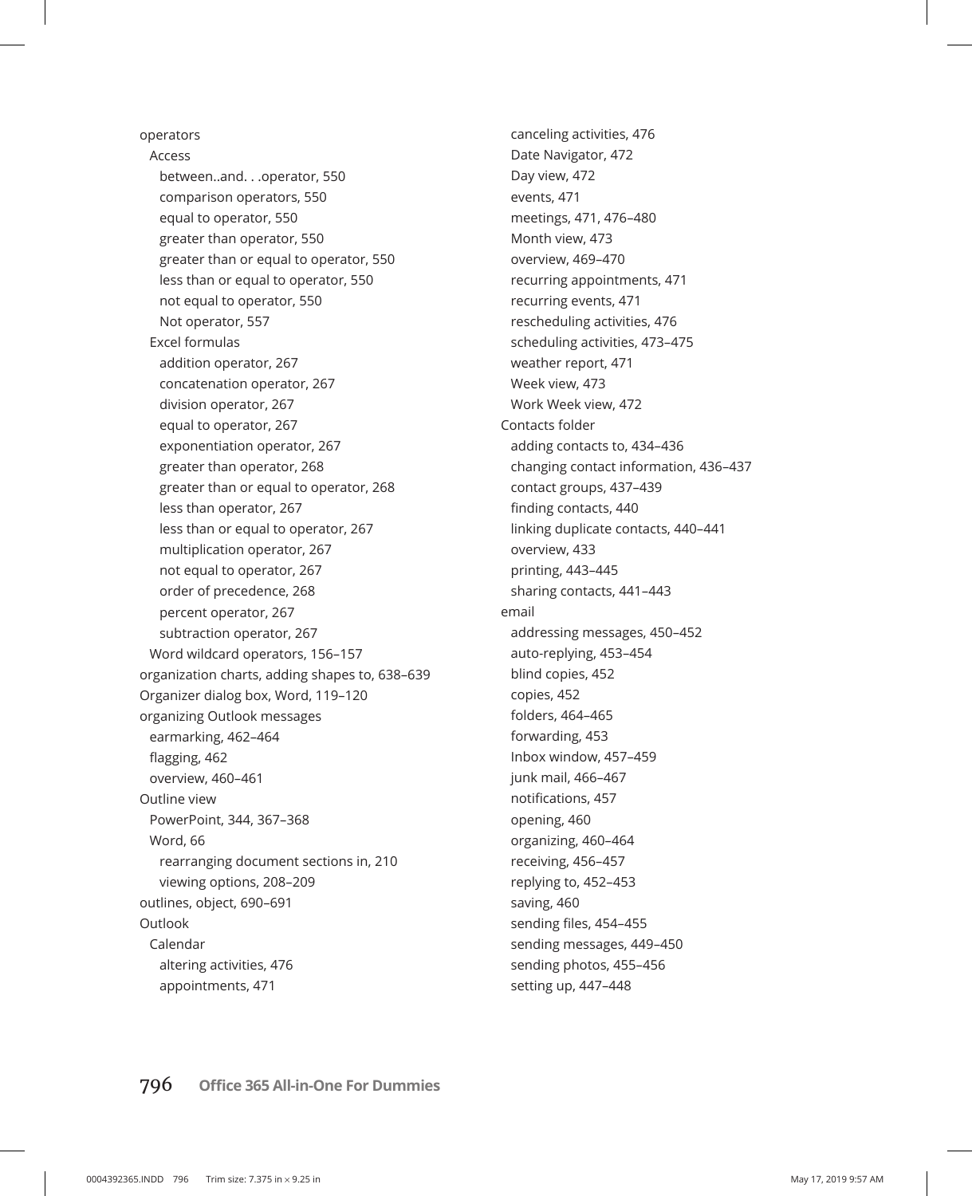operators
  Access
    between..and. . .operator, 550
    comparison operators, 550
    equal to operator, 550
    greater than operator, 550
    greater than or equal to operator, 550
    less than or equal to operator, 550
    not equal to operator, 550
    Not operator, 557
  Excel formulas
    addition operator, 267
    concatenation operator, 267
    division operator, 267
    equal to operator, 267
    exponentiation operator, 267
    greater than operator, 268
    greater than or equal to operator, 268
    less than operator, 267
    less than or equal to operator, 267
    multiplication operator, 267
    not equal to operator, 267
    order of precedence, 268
    percent operator, 267
    subtraction operator, 267
  Word wildcard operators, 156–157
organization charts, adding shapes to, 638–639
Organizer dialog box, Word, 119–120
organizing Outlook messages
  earmarking, 462–464
  flagging, 462
  overview, 460–461
Outline view
  PowerPoint, 344, 367–368
  Word, 66
    rearranging document sections in, 210
    viewing options, 208–209
outlines, object, 690–691
Outlook
  Calendar
    altering activities, 476
    appointments, 471
    canceling activities, 476
    Date Navigator, 472
    Day view, 472
    events, 471
    meetings, 471, 476–480
    Month view, 473
    overview, 469–470
    recurring appointments, 471
    recurring events, 471
    rescheduling activities, 476
    scheduling activities, 473–475
    weather report, 471
    Week view, 473
    Work Week view, 472
  Contacts folder
    adding contacts to, 434–436
    changing contact information, 436–437
    contact groups, 437–439
    finding contacts, 440
    linking duplicate contacts, 440–441
    overview, 433
    printing, 443–445
    sharing contacts, 441–443
  email
    addressing messages, 450–452
    auto-replying, 453–454
    blind copies, 452
    copies, 452
    folders, 464–465
    forwarding, 453
    Inbox window, 457–459
    junk mail, 466–467
    notifications, 457
    opening, 460
    organizing, 460–464
    receiving, 456–457
    replying to, 452–453
    saving, 460
    sending files, 454–455
    sending messages, 449–450
    sending photos, 455–456
    setting up, 447–448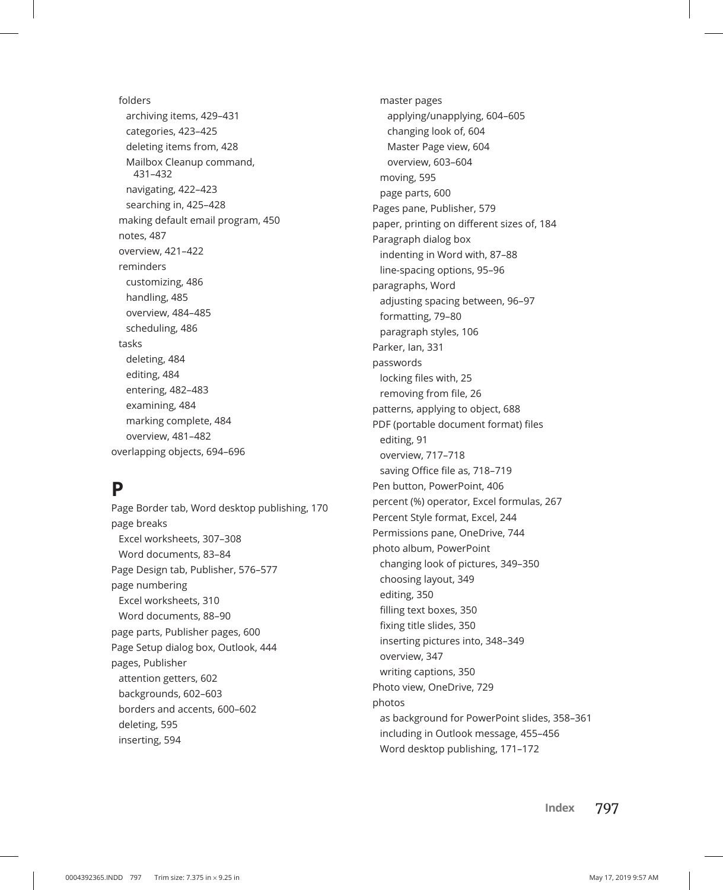folders
  - archiving items, 429–431
  - categories, 423–425
  - deleting items from, 428
  - Mailbox Cleanup command, 431–432
  - navigating, 422–423
  - searching in, 425–428

making default email program, 450
notes, 487
overview, 421–422
reminders
  - customizing, 486
  - handling, 485
  - overview, 484–485
  - scheduling, 486

tasks
  - deleting, 484
  - editing, 484
  - entering, 482–483
  - examining, 484
  - marking complete, 484
  - overview, 481–482

overlapping objects, 694–696

# P

Page Border tab, Word desktop publishing, 170

page breaks
  - Excel worksheets, 307–308
  - Word documents, 83–84

Page Design tab, Publisher, 576–577

page numbering
  - Excel worksheets, 310
  - Word documents, 88–90

page parts, Publisher pages, 600

Page Setup dialog box, Outlook, 444

pages, Publisher
  - attention getters, 602
  - backgrounds, 602–603
  - borders and accents, 600–602
  - deleting, 595
  - inserting, 594
  - master pages
    - applying/unapplying, 604–605
    - changing look of, 604
    - Master Page view, 604
    - overview, 603–604
  - moving, 595
  - page parts, 600

Pages pane, Publisher, 579

paper, printing on different sizes of, 184

Paragraph dialog box
  - indenting in Word with, 87–88
  - line-spacing options, 95–96

paragraphs, Word
  - adjusting spacing between, 96–97
  - formatting, 79–80
  - paragraph styles, 106

Parker, Ian, 331

passwords
  - locking files with, 25
  - removing from file, 26

patterns, applying to object, 688

PDF (portable document format) files
  - editing, 91
  - overview, 717–718
  - saving Office file as, 718–719

Pen button, PowerPoint, 406

percent (%) operator, Excel formulas, 267

Percent Style format, Excel, 244

Permissions pane, OneDrive, 744

photo album, PowerPoint
  - changing look of pictures, 349–350
  - choosing layout, 349
  - editing, 350
  - filling text boxes, 350
  - fixing title slides, 350
  - inserting pictures into, 348–349
  - overview, 347
  - writing captions, 350

Photo view, OneDrive, 729

photos
  - as background for PowerPoint slides, 358–361
  - including in Outlook message, 455–456
  - Word desktop publishing, 171–172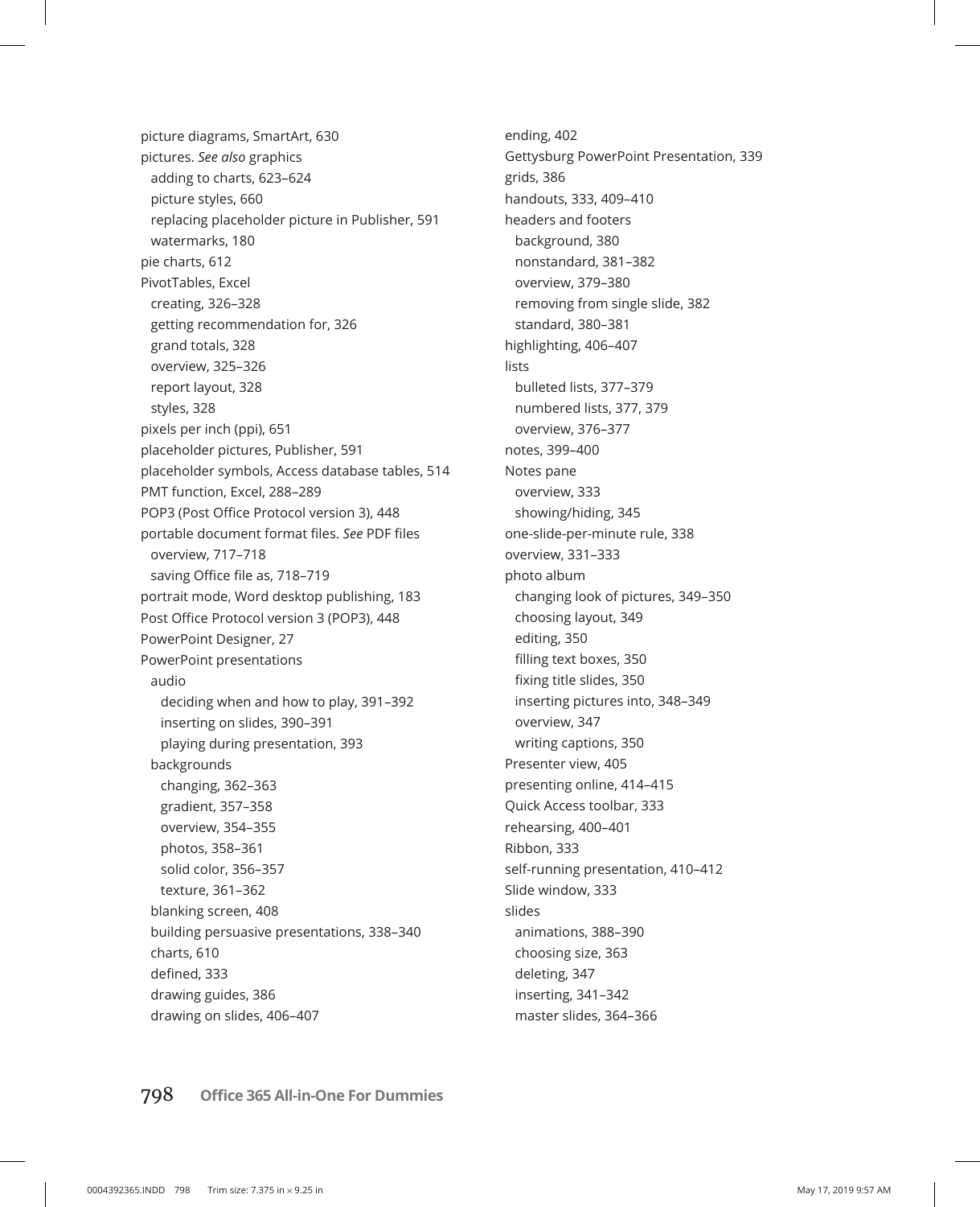picture diagrams, SmartArt, 630
pictures. *See also* graphics
  adding to charts, 623–624
  picture styles, 660
  replacing placeholder picture in Publisher, 591
  watermarks, 180
pie charts, 612
PivotTables, Excel
  creating, 326–328
  getting recommendation for, 326
  grand totals, 328
  overview, 325–326
  report layout, 328
  styles, 328
pixels per inch (ppi), 651
placeholder pictures, Publisher, 591
placeholder symbols, Access database tables, 514
PMT function, Excel, 288–289
POP3 (Post Office Protocol version 3), 448
portable document format files. *See* PDF files
  overview, 717–718
  saving Office file as, 718–719
portrait mode, Word desktop publishing, 183
Post Office Protocol version 3 (POP3), 448
PowerPoint Designer, 27
PowerPoint presentations
  audio
    deciding when and how to play, 391–392
    inserting on slides, 390–391
    playing during presentation, 393
  backgrounds
    changing, 362–363
    gradient, 357–358
    overview, 354–355
    photos, 358–361
    solid color, 356–357
    texture, 361–362
  blanking screen, 408
  building persuasive presentations, 338–340
  charts, 610
  defined, 333
  drawing guides, 386
  drawing on slides, 406–407
  ending, 402
  Gettysburg PowerPoint Presentation, 339
  grids, 386
  handouts, 333, 409–410
  headers and footers
    background, 380
    nonstandard, 381–382
    overview, 379–380
    removing from single slide, 382
    standard, 380–381
  highlighting, 406–407
  lists
    bulleted lists, 377–379
    numbered lists, 377, 379
    overview, 376–377
  notes, 399–400
  Notes pane
    overview, 333
    showing/hiding, 345
  one-slide-per-minute rule, 338
  overview, 331–333
  photo album
    changing look of pictures, 349–350
    choosing layout, 349
    editing, 350
    filling text boxes, 350
    fixing title slides, 350
    inserting pictures into, 348–349
    overview, 347
    writing captions, 350
  Presenter view, 405
  presenting online, 414–415
  Quick Access toolbar, 333
  rehearsing, 400–401
  Ribbon, 333
  self-running presentation, 410–412
  Slide window, 333
  slides
    animations, 388–390
    choosing size, 363
    deleting, 347
    inserting, 341–342
    master slides, 364–366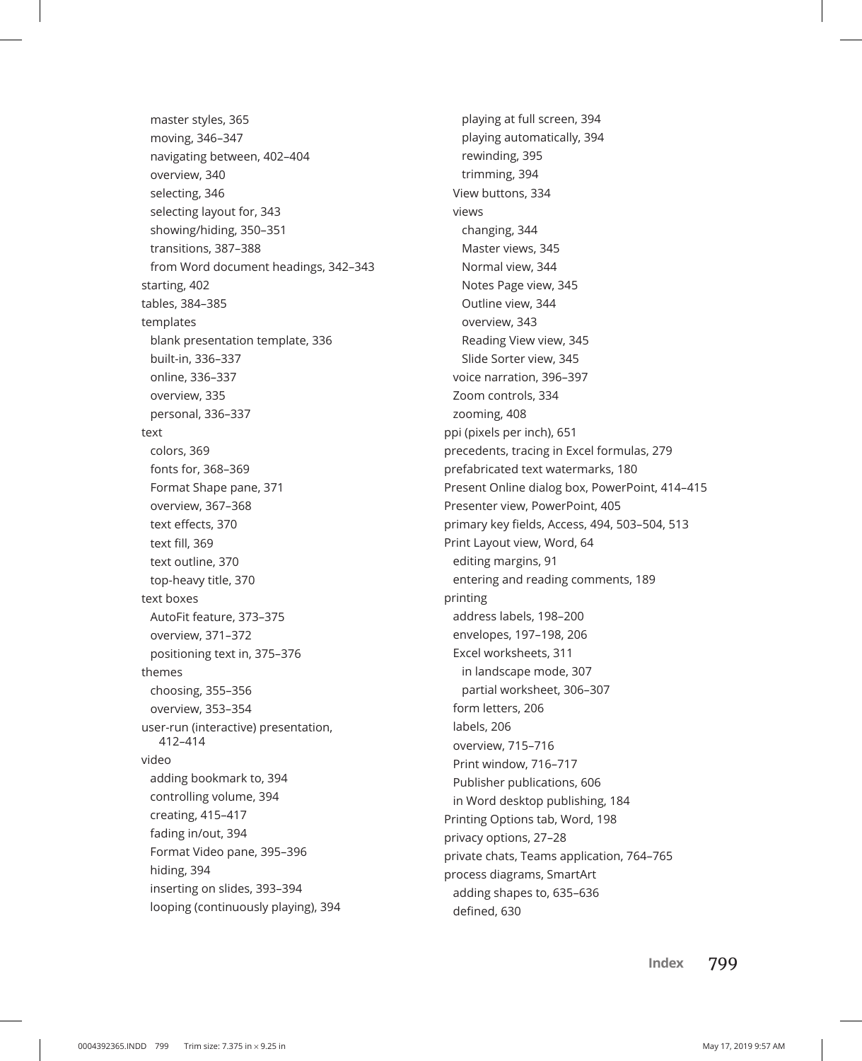- master styles, 365
- moving, 346–347
- navigating between, 402–404
- overview, 340
- selecting, 346
- selecting layout for, 343
- showing/hiding, 350–351
- transitions, 387–388
- from Word document headings, 342–343

starting, 402

tables, 384–385

templates
- blank presentation template, 336
- built-in, 336–337
- online, 336–337
- overview, 335
- personal, 336–337

text
- colors, 369
- fonts for, 368–369
- Format Shape pane, 371
- overview, 367–368
- text effects, 370
- text fill, 369
- text outline, 370
- top-heavy title, 370

text boxes
- AutoFit feature, 373–375
- overview, 371–372
- positioning text in, 375–376

themes
- choosing, 355–356
- overview, 353–354

user-run (interactive) presentation, 412–414

video
- adding bookmark to, 394
- controlling volume, 394
- creating, 415–417
- fading in/out, 394
- Format Video pane, 395–396
- hiding, 394
- inserting on slides, 393–394
- looping (continuously playing), 394
- playing at full screen, 394
- playing automatically, 394
- rewinding, 395
- trimming, 394

View buttons, 334

views
- changing, 344
- Master views, 345
- Normal view, 344
- Notes Page view, 345
- Outline view, 344
- overview, 343
- Reading View view, 345
- Slide Sorter view, 345

voice narration, 396–397

Zoom controls, 334

zooming, 408

ppi (pixels per inch), 651

precedents, tracing in Excel formulas, 279

prefabricated text watermarks, 180

Present Online dialog box, PowerPoint, 414–415

Presenter view, PowerPoint, 405

primary key fields, Access, 494, 503–504, 513

Print Layout view, Word, 64
- editing margins, 91
- entering and reading comments, 189

printing
- address labels, 198–200
- envelopes, 197–198, 206
- Excel worksheets, 311
  - in landscape mode, 307
  - partial worksheet, 306–307
- form letters, 206
- labels, 206
- overview, 715–716
- Print window, 716–717
- Publisher publications, 606
- in Word desktop publishing, 184

Printing Options tab, Word, 198

privacy options, 27–28

private chats, Teams application, 764–765

process diagrams, SmartArt
- adding shapes to, 635–636
- defined, 630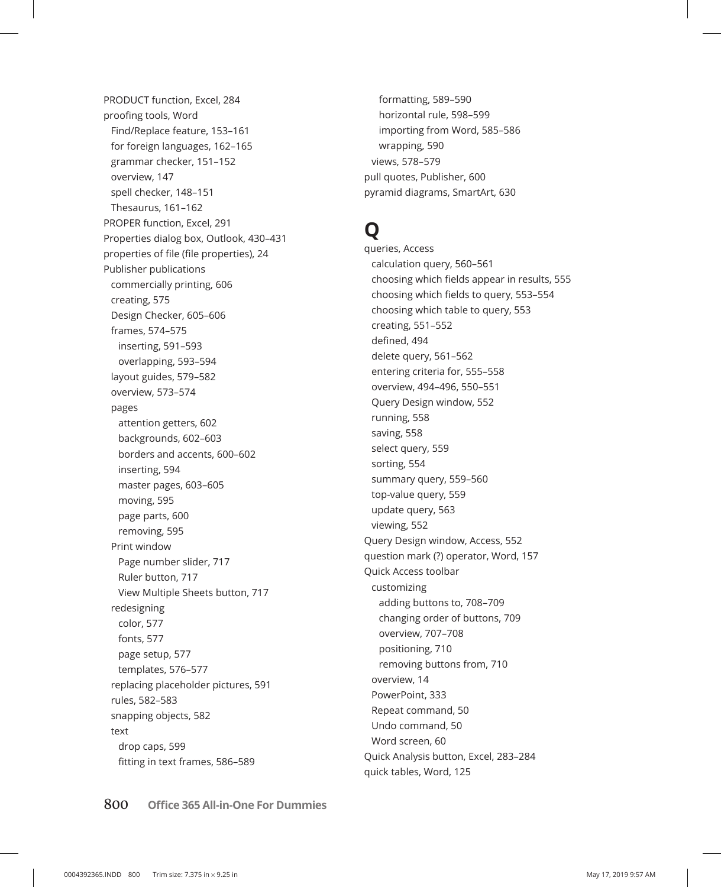PRODUCT function, Excel, 284
proofing tools, Word
  Find/Replace feature, 153–161
  for foreign languages, 162–165
  grammar checker, 151–152
  overview, 147
  spell checker, 148–151
  Thesaurus, 161–162
PROPER function, Excel, 291
Properties dialog box, Outlook, 430–431
properties of file (file properties), 24
Publisher publications
  commercially printing, 606
  creating, 575
  Design Checker, 605–606
  frames, 574–575
    inserting, 591–593
    overlapping, 593–594
  layout guides, 579–582
  overview, 573–574
  pages
    attention getters, 602
    backgrounds, 602–603
    borders and accents, 600–602
    inserting, 594
    master pages, 603–605
    moving, 595
    page parts, 600
    removing, 595
  Print window
    Page number slider, 717
    Ruler button, 717
    View Multiple Sheets button, 717
  redesigning
    color, 577
    fonts, 577
    page setup, 577
    templates, 576–577
  replacing placeholder pictures, 591
  rules, 582–583
  snapping objects, 582
  text
    drop caps, 599
    fitting in text frames, 586–589
    formatting, 589–590
    horizontal rule, 598–599
    importing from Word, 585–586
    wrapping, 590
  views, 578–579
pull quotes, Publisher, 600
pyramid diagrams, SmartArt, 630

# Q

queries, Access
  calculation query, 560–561
  choosing which fields appear in results, 555
  choosing which fields to query, 553–554
  choosing which table to query, 553
  creating, 551–552
  defined, 494
  delete query, 561–562
  entering criteria for, 555–558
  overview, 494–496, 550–551
  Query Design window, 552
  running, 558
  saving, 558
  select query, 559
  sorting, 554
  summary query, 559–560
  top-value query, 559
  update query, 563
  viewing, 552
Query Design window, Access, 552
question mark (?) operator, Word, 157
Quick Access toolbar
  customizing
    adding buttons to, 708–709
    changing order of buttons, 709
    overview, 707–708
    positioning, 710
    removing buttons from, 710
  overview, 14
  PowerPoint, 333
  Repeat command, 50
  Undo command, 50
  Word screen, 60
Quick Analysis button, Excel, 283–284
quick tables, Word, 125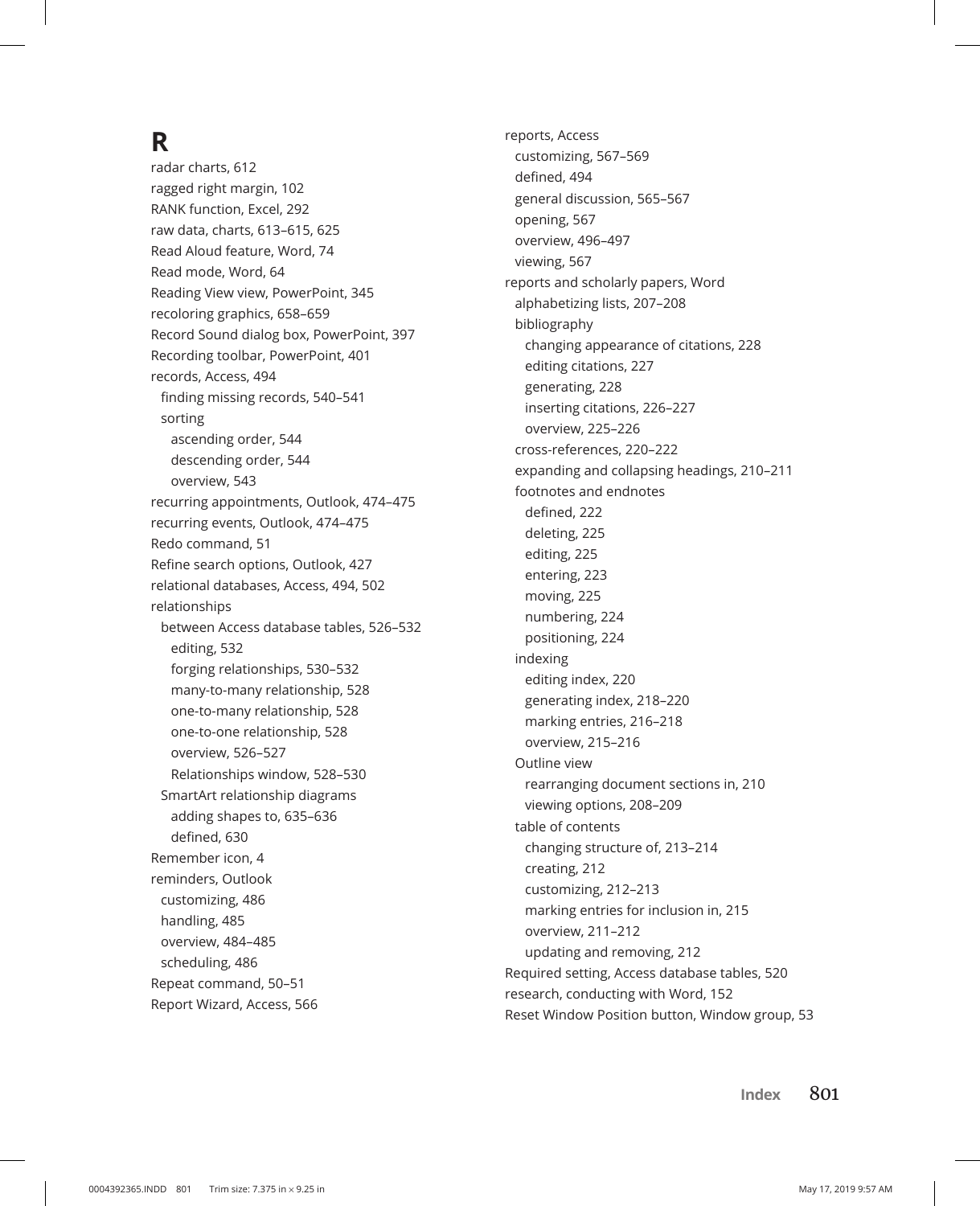# R

radar charts, 612
ragged right margin, 102
RANK function, Excel, 292
raw data, charts, 613–615, 625
Read Aloud feature, Word, 74
Read mode, Word, 64
Reading View view, PowerPoint, 345
recoloring graphics, 658–659
Record Sound dialog box, PowerPoint, 397
Recording toolbar, PowerPoint, 401
records, Access, 494
  finding missing records, 540–541
  sorting
    ascending order, 544
    descending order, 544
    overview, 543
recurring appointments, Outlook, 474–475
recurring events, Outlook, 474–475
Redo command, 51
Refine search options, Outlook, 427
relational databases, Access, 494, 502
relationships
  between Access database tables, 526–532
    editing, 532
    forging relationships, 530–532
    many-to-many relationship, 528
    one-to-many relationship, 528
    one-to-one relationship, 528
    overview, 526–527
    Relationships window, 528–530
  SmartArt relationship diagrams
    adding shapes to, 635–636
    defined, 630
Remember icon, 4
reminders, Outlook
  customizing, 486
  handling, 485
  overview, 484–485
  scheduling, 486
Repeat command, 50–51
Report Wizard, Access, 566
reports, Access
  customizing, 567–569
  defined, 494
  general discussion, 565–567
  opening, 567
  overview, 496–497
  viewing, 567
reports and scholarly papers, Word
  alphabetizing lists, 207–208
  bibliography
    changing appearance of citations, 228
    editing citations, 227
    generating, 228
    inserting citations, 226–227
    overview, 225–226
  cross-references, 220–222
  expanding and collapsing headings, 210–211
  footnotes and endnotes
    defined, 222
    deleting, 225
    editing, 225
    entering, 223
    moving, 225
    numbering, 224
    positioning, 224
  indexing
    editing index, 220
    generating index, 218–220
    marking entries, 216–218
    overview, 215–216
  Outline view
    rearranging document sections in, 210
    viewing options, 208–209
  table of contents
    changing structure of, 213–214
    creating, 212
    customizing, 212–213
    marking entries for inclusion in, 215
    overview, 211–212
    updating and removing, 212
Required setting, Access database tables, 520
research, conducting with Word, 152
Reset Window Position button, Window group, 53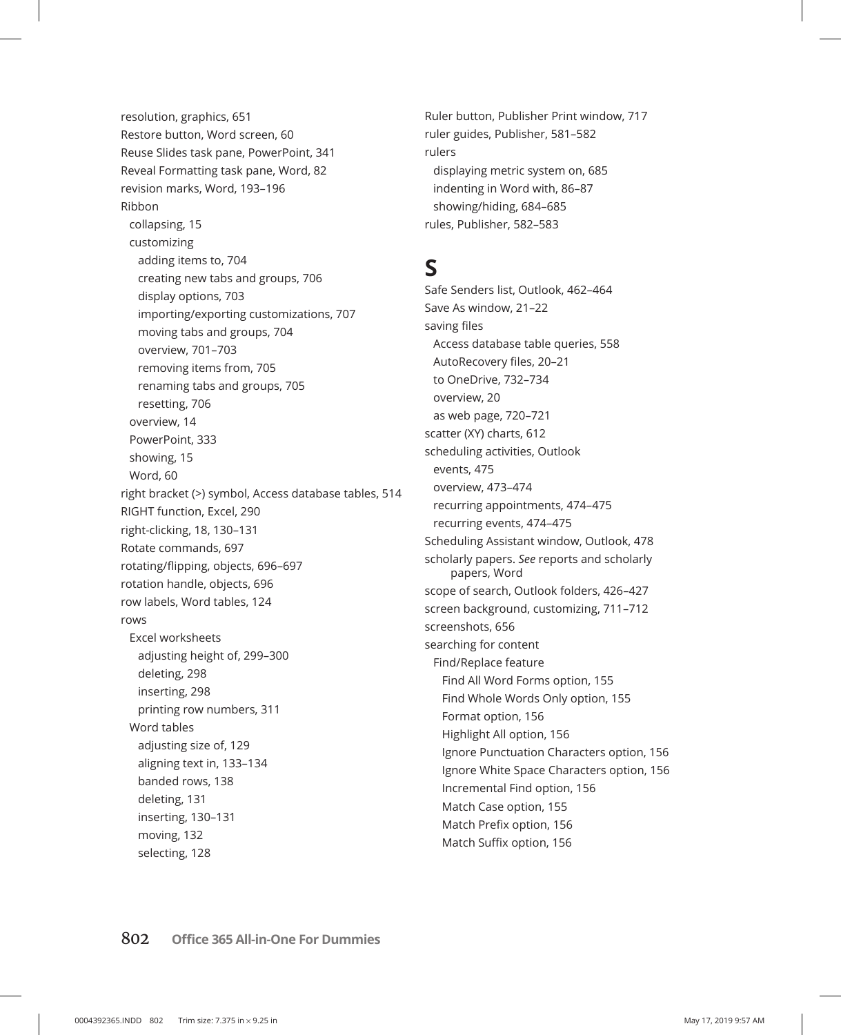resolution, graphics, 651
Restore button, Word screen, 60
Reuse Slides task pane, PowerPoint, 341
Reveal Formatting task pane, Word, 82
revision marks, Word, 193–196
Ribbon
  collapsing, 15
  customizing
    adding items to, 704
    creating new tabs and groups, 706
    display options, 703
    importing/exporting customizations, 707
    moving tabs and groups, 704
    overview, 701–703
    removing items from, 705
    renaming tabs and groups, 705
    resetting, 706
  overview, 14
  PowerPoint, 333
  showing, 15
  Word, 60
right bracket (>) symbol, Access database tables, 514
RIGHT function, Excel, 290
right-clicking, 18, 130–131
Rotate commands, 697
rotating/flipping, objects, 696–697
rotation handle, objects, 696
row labels, Word tables, 124
rows
  Excel worksheets
    adjusting height of, 299–300
    deleting, 298
    inserting, 298
    printing row numbers, 311
  Word tables
    adjusting size of, 129
    aligning text in, 133–134
    banded rows, 138
    deleting, 131
    inserting, 130–131
    moving, 132
    selecting, 128
Ruler button, Publisher Print window, 717
ruler guides, Publisher, 581–582
rulers
  displaying metric system on, 685
  indenting in Word with, 86–87
  showing/hiding, 684–685
rules, Publisher, 582–583

# S

Safe Senders list, Outlook, 462–464
Save As window, 21–22
saving files
  Access database table queries, 558
  AutoRecovery files, 20–21
  to OneDrive, 732–734
  overview, 20
  as web page, 720–721
scatter (XY) charts, 612
scheduling activities, Outlook
  events, 475
  overview, 473–474
  recurring appointments, 474–475
  recurring events, 474–475
Scheduling Assistant window, Outlook, 478
scholarly papers. *See* reports and scholarly papers, Word
scope of search, Outlook folders, 426–427
screen background, customizing, 711–712
screenshots, 656
searching for content
  Find/Replace feature
    Find All Word Forms option, 155
    Find Whole Words Only option, 155
    Format option, 156
    Highlight All option, 156
    Ignore Punctuation Characters option, 156
    Ignore White Space Characters option, 156
    Incremental Find option, 156
    Match Case option, 155
    Match Prefix option, 156
    Match Suffix option, 156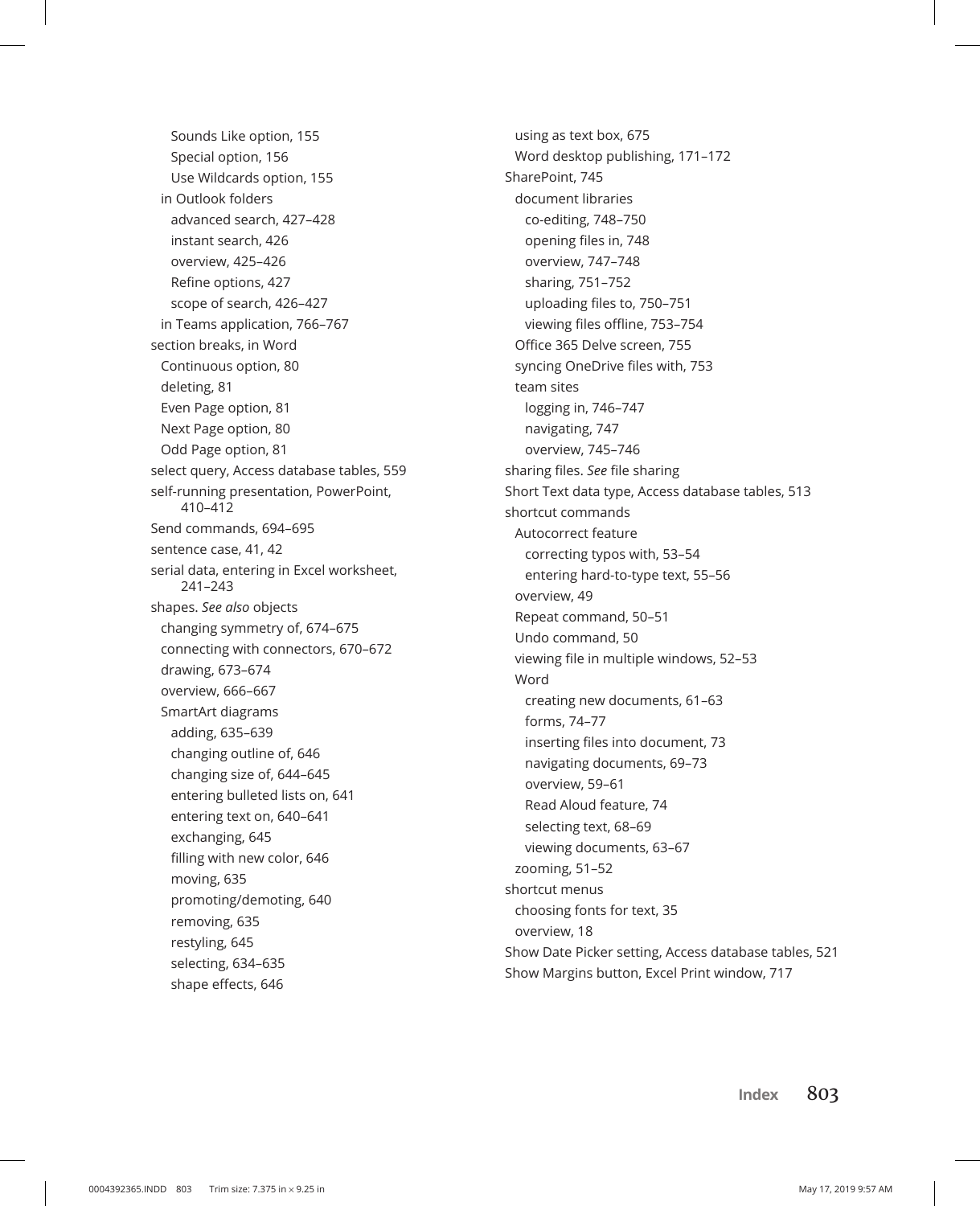Sounds Like option, 155
Special option, 156
Use Wildcards option, 155
in Outlook folders
advanced search, 427–428
instant search, 426
overview, 425–426
Refine options, 427
scope of search, 426–427
in Teams application, 766–767
section breaks, in Word
Continuous option, 80
deleting, 81
Even Page option, 81
Next Page option, 80
Odd Page option, 81
select query, Access database tables, 559
self-running presentation, PowerPoint, 410–412
Send commands, 694–695
sentence case, 41, 42
serial data, entering in Excel worksheet, 241–243
shapes. *See also* objects
changing symmetry of, 674–675
connecting with connectors, 670–672
drawing, 673–674
overview, 666–667
SmartArt diagrams
adding, 635–639
changing outline of, 646
changing size of, 644–645
entering bulleted lists on, 641
entering text on, 640–641
exchanging, 645
filling with new color, 646
moving, 635
promoting/demoting, 640
removing, 635
restyling, 645
selecting, 634–635
shape effects, 646
using as text box, 675
Word desktop publishing, 171–172
SharePoint, 745
document libraries
co-editing, 748–750
opening files in, 748
overview, 747–748
sharing, 751–752
uploading files to, 750–751
viewing files offline, 753–754
Office 365 Delve screen, 755
syncing OneDrive files with, 753
team sites
logging in, 746–747
navigating, 747
overview, 745–746
sharing files. *See* file sharing
Short Text data type, Access database tables, 513
shortcut commands
Autocorrect feature
correcting typos with, 53–54
entering hard-to-type text, 55–56
overview, 49
Repeat command, 50–51
Undo command, 50
viewing file in multiple windows, 52–53
Word
creating new documents, 61–63
forms, 74–77
inserting files into document, 73
navigating documents, 69–73
overview, 59–61
Read Aloud feature, 74
selecting text, 68–69
viewing documents, 63–67
zooming, 51–52
shortcut menus
choosing fonts for text, 35
overview, 18
Show Date Picker setting, Access database tables, 521
Show Margins button, Excel Print window, 717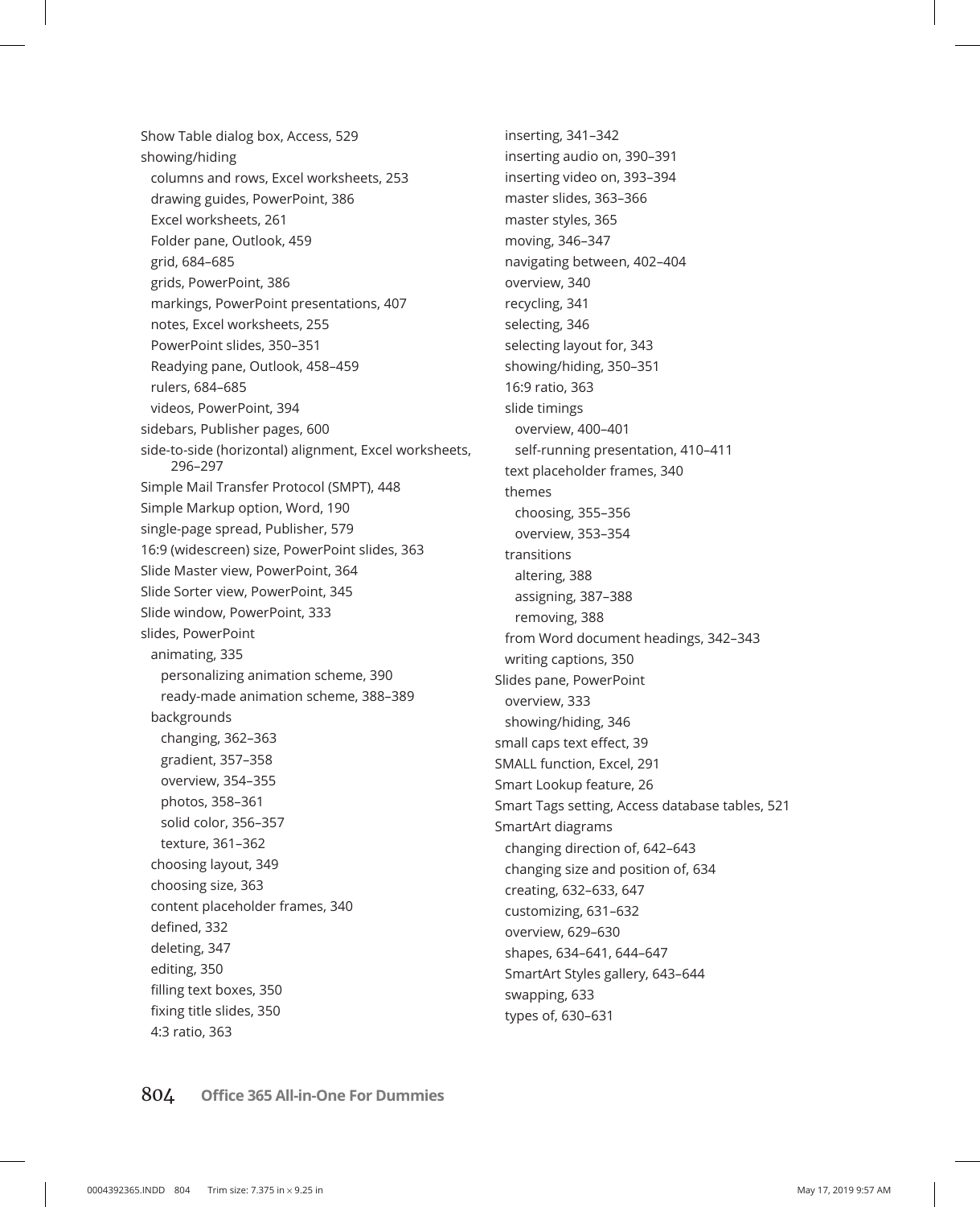Show Table dialog box, Access, 529
showing/hiding
  columns and rows, Excel worksheets, 253
  drawing guides, PowerPoint, 386
  Excel worksheets, 261
  Folder pane, Outlook, 459
  grid, 684–685
  grids, PowerPoint, 386
  markings, PowerPoint presentations, 407
  notes, Excel worksheets, 255
  PowerPoint slides, 350–351
  Readying pane, Outlook, 458–459
  rulers, 684–685
  videos, PowerPoint, 394
sidebars, Publisher pages, 600
side-to-side (horizontal) alignment, Excel worksheets, 296–297
Simple Mail Transfer Protocol (SMPT), 448
Simple Markup option, Word, 190
single-page spread, Publisher, 579
16:9 (widescreen) size, PowerPoint slides, 363
Slide Master view, PowerPoint, 364
Slide Sorter view, PowerPoint, 345
Slide window, PowerPoint, 333
slides, PowerPoint
  animating, 335
    personalizing animation scheme, 390
    ready-made animation scheme, 388–389
  backgrounds
    changing, 362–363
    gradient, 357–358
    overview, 354–355
    photos, 358–361
    solid color, 356–357
    texture, 361–362
  choosing layout, 349
  choosing size, 363
  content placeholder frames, 340
  defined, 332
  deleting, 347
  editing, 350
  filling text boxes, 350
  fixing title slides, 350
  4:3 ratio, 363
  inserting, 341–342
  inserting audio on, 390–391
  inserting video on, 393–394
  master slides, 363–366
  master styles, 365
  moving, 346–347
  navigating between, 402–404
  overview, 340
  recycling, 341
  selecting, 346
  selecting layout for, 343
  showing/hiding, 350–351
  16:9 ratio, 363
  slide timings
    overview, 400–401
    self-running presentation, 410–411
  text placeholder frames, 340
  themes
    choosing, 355–356
    overview, 353–354
  transitions
    altering, 388
    assigning, 387–388
    removing, 388
  from Word document headings, 342–343
  writing captions, 350
Slides pane, PowerPoint
  overview, 333
  showing/hiding, 346
small caps text effect, 39
SMALL function, Excel, 291
Smart Lookup feature, 26
Smart Tags setting, Access database tables, 521
SmartArt diagrams
  changing direction of, 642–643
  changing size and position of, 634
  creating, 632–633, 647
  customizing, 631–632
  overview, 629–630
  shapes, 634–641, 644–647
  SmartArt Styles gallery, 643–644
  swapping, 633
  types of, 630–631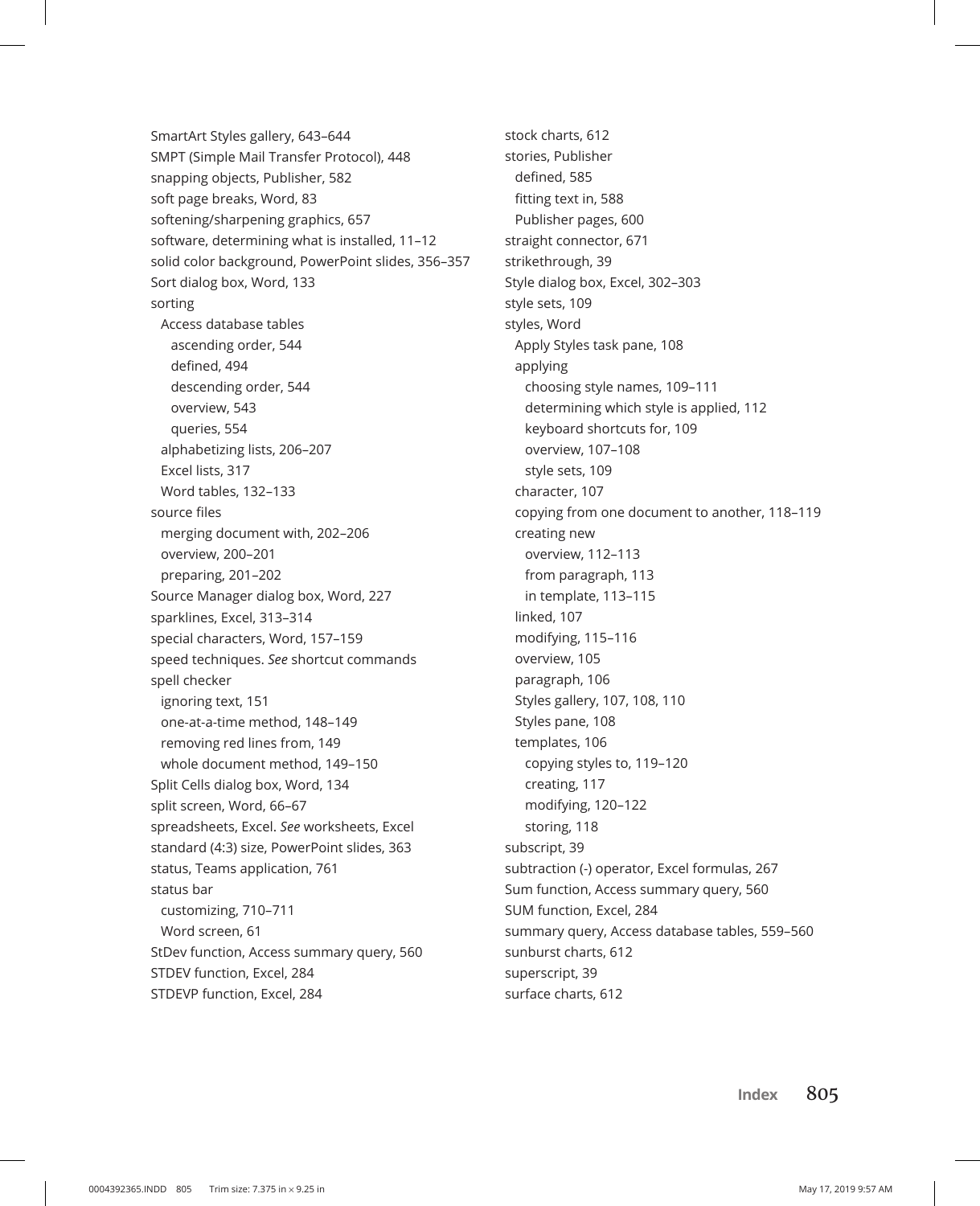SmartArt Styles gallery, 643–644
SMPT (Simple Mail Transfer Protocol), 448
snapping objects, Publisher, 582
soft page breaks, Word, 83
softening/sharpening graphics, 657
software, determining what is installed, 11–12
solid color background, PowerPoint slides, 356–357
Sort dialog box, Word, 133
sorting
  Access database tables
    ascending order, 544
    defined, 494
    descending order, 544
    overview, 543
    queries, 554
  alphabetizing lists, 206–207
  Excel lists, 317
  Word tables, 132–133
source files
  merging document with, 202–206
  overview, 200–201
  preparing, 201–202
Source Manager dialog box, Word, 227
sparklines, Excel, 313–314
special characters, Word, 157–159
speed techniques. *See* shortcut commands
spell checker
  ignoring text, 151
  one-at-a-time method, 148–149
  removing red lines from, 149
  whole document method, 149–150
Split Cells dialog box, Word, 134
split screen, Word, 66–67
spreadsheets, Excel. *See* worksheets, Excel
standard (4:3) size, PowerPoint slides, 363
status, Teams application, 761
status bar
  customizing, 710–711
  Word screen, 61
StDev function, Access summary query, 560
STDEV function, Excel, 284
STDEVP function, Excel, 284
stock charts, 612
stories, Publisher
  defined, 585
  fitting text in, 588
  Publisher pages, 600
straight connector, 671
strikethrough, 39
Style dialog box, Excel, 302–303
style sets, 109
styles, Word
  Apply Styles task pane, 108
  applying
    choosing style names, 109–111
    determining which style is applied, 112
    keyboard shortcuts for, 109
    overview, 107–108
    style sets, 109
  character, 107
  copying from one document to another, 118–119
  creating new
    overview, 112–113
    from paragraph, 113
    in template, 113–115
  linked, 107
  modifying, 115–116
  overview, 105
  paragraph, 106
  Styles gallery, 107, 108, 110
  Styles pane, 108
  templates, 106
    copying styles to, 119–120
    creating, 117
    modifying, 120–122
    storing, 118
subscript, 39
subtraction (-) operator, Excel formulas, 267
Sum function, Access summary query, 560
SUM function, Excel, 284
summary query, Access database tables, 559–560
sunburst charts, 612
superscript, 39
surface charts, 612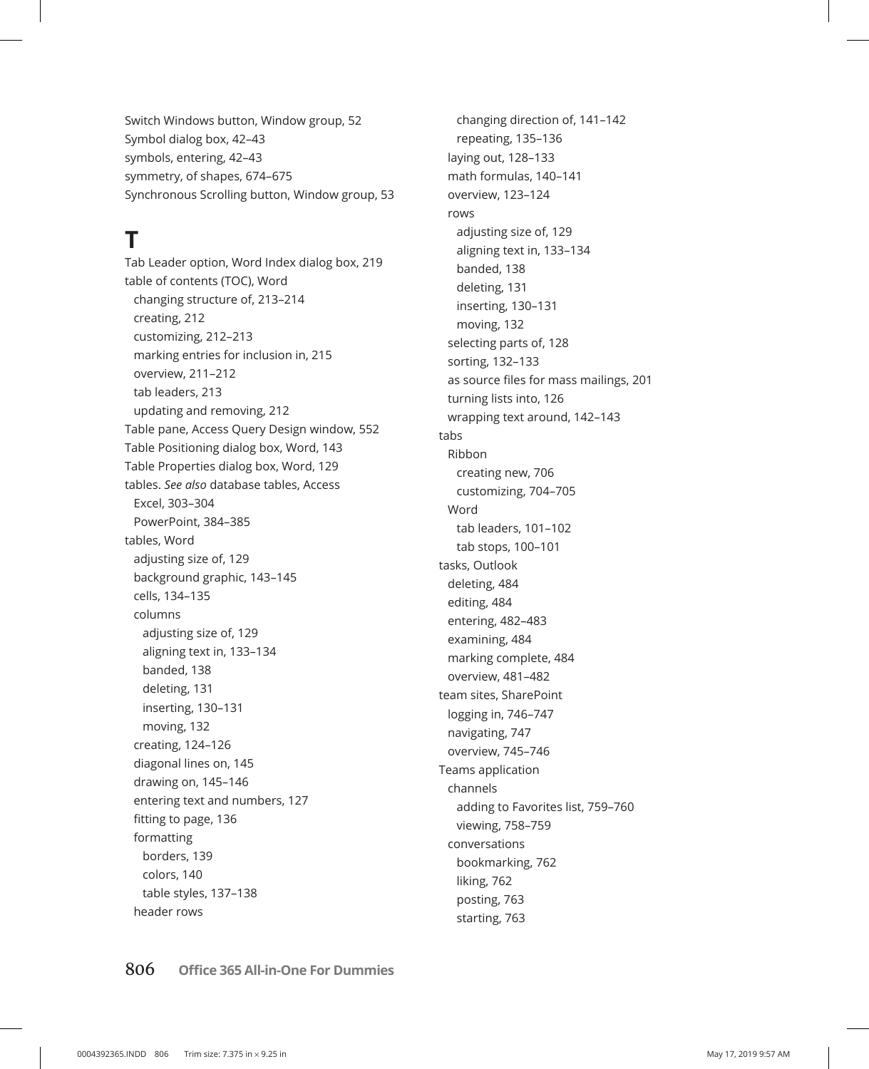Switch Windows button, Window group, 52
Symbol dialog box, 42–43
symbols, entering, 42–43
symmetry, of shapes, 674–675
Synchronous Scrolling button, Window group, 53

# T

Tab Leader option, Word Index dialog box, 219
table of contents (TOC), Word
  changing structure of, 213–214
  creating, 212
  customizing, 212–213
  marking entries for inclusion in, 215
  overview, 211–212
  tab leaders, 213
  updating and removing, 212
Table pane, Access Query Design window, 552
Table Positioning dialog box, Word, 143
Table Properties dialog box, Word, 129
tables. *See also* database tables, Access
  Excel, 303–304
  PowerPoint, 384–385
tables, Word
  adjusting size of, 129
  background graphic, 143–145
  cells, 134–135
  columns
    adjusting size of, 129
    aligning text in, 133–134
    banded, 138
    deleting, 131
    inserting, 130–131
    moving, 132
  creating, 124–126
  diagonal lines on, 145
  drawing on, 145–146
  entering text and numbers, 127
  fitting to page, 136
  formatting
    borders, 139
    colors, 140
    table styles, 137–138
  header rows
    changing direction of, 141–142
    repeating, 135–136
  laying out, 128–133
  math formulas, 140–141
  overview, 123–124
  rows
    adjusting size of, 129
    aligning text in, 133–134
    banded, 138
    deleting, 131
    inserting, 130–131
    moving, 132
  selecting parts of, 128
  sorting, 132–133
  as source files for mass mailings, 201
  turning lists into, 126
  wrapping text around, 142–143
tabs
  Ribbon
    creating new, 706
    customizing, 704–705
  Word
    tab leaders, 101–102
    tab stops, 100–101
tasks, Outlook
  deleting, 484
  editing, 484
  entering, 482–483
  examining, 484
  marking complete, 484
  overview, 481–482
team sites, SharePoint
  logging in, 746–747
  navigating, 747
  overview, 745–746
Teams application
  channels
    adding to Favorites list, 759–760
    viewing, 758–759
  conversations
    bookmarking, 762
    liking, 762
    posting, 763
    starting, 763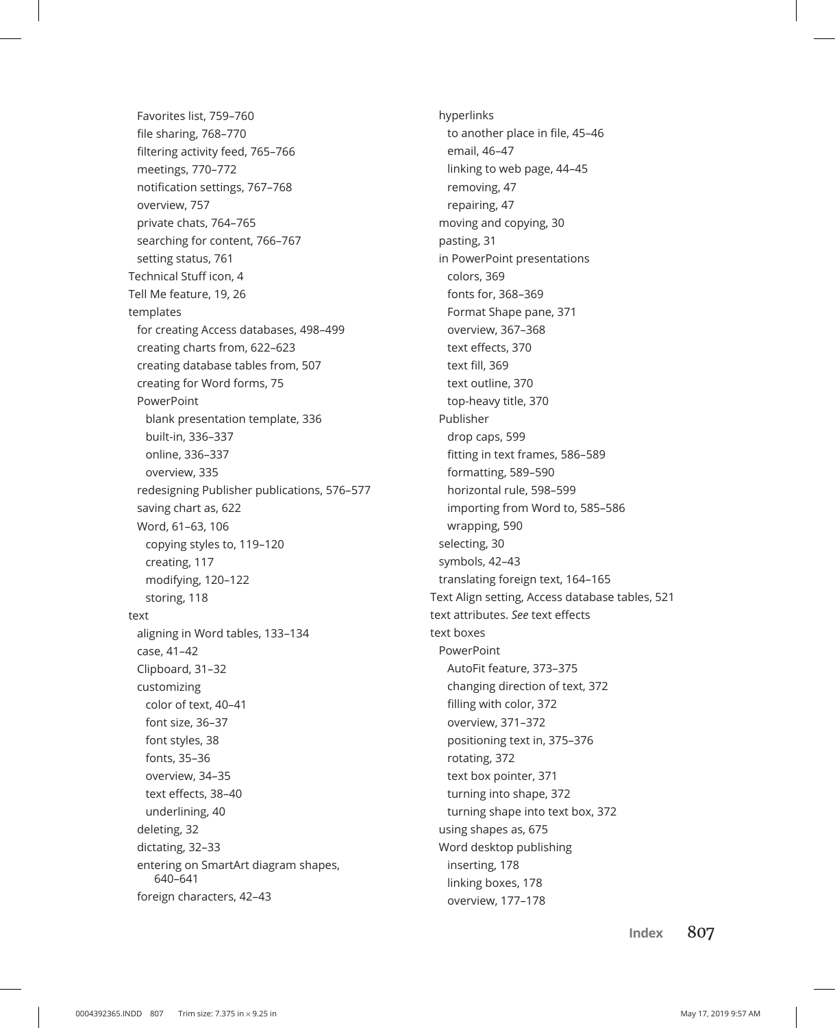Favorites list, 759–760
file sharing, 768–770
filtering activity feed, 765–766
meetings, 770–772
notification settings, 767–768
overview, 757
private chats, 764–765
searching for content, 766–767
setting status, 761

Technical Stuff icon, 4

Tell Me feature, 19, 26

templates
- for creating Access databases, 498–499
- creating charts from, 622–623
- creating database tables from, 507
- creating for Word forms, 75
- PowerPoint
  - blank presentation template, 336
  - built-in, 336–337
  - online, 336–337
  - overview, 335
- redesigning Publisher publications, 576–577
- saving chart as, 622
- Word, 61–63, 106
  - copying styles to, 119–120
  - creating, 117
  - modifying, 120–122
  - storing, 118

text
- aligning in Word tables, 133–134
- case, 41–42
- Clipboard, 31–32
- customizing
  - color of text, 40–41
  - font size, 36–37
  - font styles, 38
  - fonts, 35–36
  - overview, 34–35
  - text effects, 38–40
  - underlining, 40
- deleting, 32
- dictating, 32–33
- entering on SmartArt diagram shapes, 640–641
- foreign characters, 42–43
- hyperlinks
  - to another place in file, 45–46
  - email, 46–47
  - linking to web page, 44–45
  - removing, 47
  - repairing, 47
- moving and copying, 30
- pasting, 31
- in PowerPoint presentations
  - colors, 369
  - fonts for, 368–369
  - Format Shape pane, 371
  - overview, 367–368
  - text effects, 370
  - text fill, 369
  - text outline, 370
  - top-heavy title, 370
- Publisher
  - drop caps, 599
  - fitting in text frames, 586–589
  - formatting, 589–590
  - horizontal rule, 598–599
  - importing from Word to, 585–586
  - wrapping, 590
- selecting, 30
- symbols, 42–43
- translating foreign text, 164–165

Text Align setting, Access database tables, 521

text attributes. *See* text effects

text boxes
- PowerPoint
  - AutoFit feature, 373–375
  - changing direction of text, 372
  - filling with color, 372
  - overview, 371–372
  - positioning text in, 375–376
  - rotating, 372
  - text box pointer, 371
  - turning into shape, 372
  - turning shape into text box, 372
- using shapes as, 675
- Word desktop publishing
  - inserting, 178
  - linking boxes, 178
  - overview, 177–178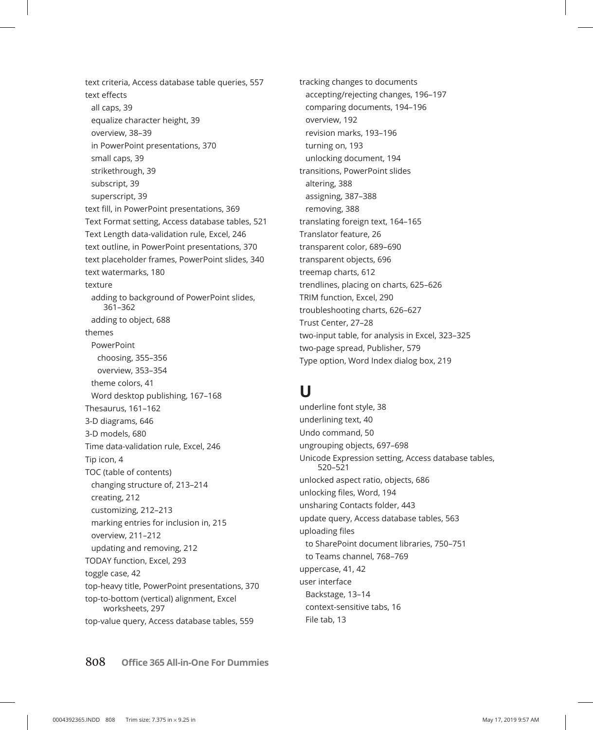text criteria, Access database table queries, 557
text effects
  all caps, 39
  equalize character height, 39
  overview, 38–39
  in PowerPoint presentations, 370
  small caps, 39
  strikethrough, 39
  subscript, 39
  superscript, 39
text fill, in PowerPoint presentations, 369
Text Format setting, Access database tables, 521
Text Length data-validation rule, Excel, 246
text outline, in PowerPoint presentations, 370
text placeholder frames, PowerPoint slides, 340
text watermarks, 180
texture
  adding to background of PowerPoint slides, 361–362
  adding to object, 688
themes
  PowerPoint
    choosing, 355–356
    overview, 353–354
  theme colors, 41
  Word desktop publishing, 167–168
Thesaurus, 161–162
3-D diagrams, 646
3-D models, 680
Time data-validation rule, Excel, 246
Tip icon, 4
TOC (table of contents)
  changing structure of, 213–214
  creating, 212
  customizing, 212–213
  marking entries for inclusion in, 215
  overview, 211–212
  updating and removing, 212
TODAY function, Excel, 293
toggle case, 42
top-heavy title, PowerPoint presentations, 370
top-to-bottom (vertical) alignment, Excel worksheets, 297
top-value query, Access database tables, 559
tracking changes to documents
  accepting/rejecting changes, 196–197
  comparing documents, 194–196
  overview, 192
  revision marks, 193–196
  turning on, 193
  unlocking document, 194
transitions, PowerPoint slides
  altering, 388
  assigning, 387–388
  removing, 388
translating foreign text, 164–165
Translator feature, 26
transparent color, 689–690
transparent objects, 696
treemap charts, 612
trendlines, placing on charts, 625–626
TRIM function, Excel, 290
troubleshooting charts, 626–627
Trust Center, 27–28
two-input table, for analysis in Excel, 323–325
two-page spread, Publisher, 579
Type option, Word Index dialog box, 219

# U

underline font style, 38
underlining text, 40
Undo command, 50
ungrouping objects, 697–698
Unicode Expression setting, Access database tables, 520–521
unlocked aspect ratio, objects, 686
unlocking files, Word, 194
unsharing Contacts folder, 443
update query, Access database tables, 563
uploading files
  to SharePoint document libraries, 750–751
  to Teams channel, 768–769
uppercase, 41, 42
user interface
  Backstage, 13–14
  context-sensitive tabs, 16
  File tab, 13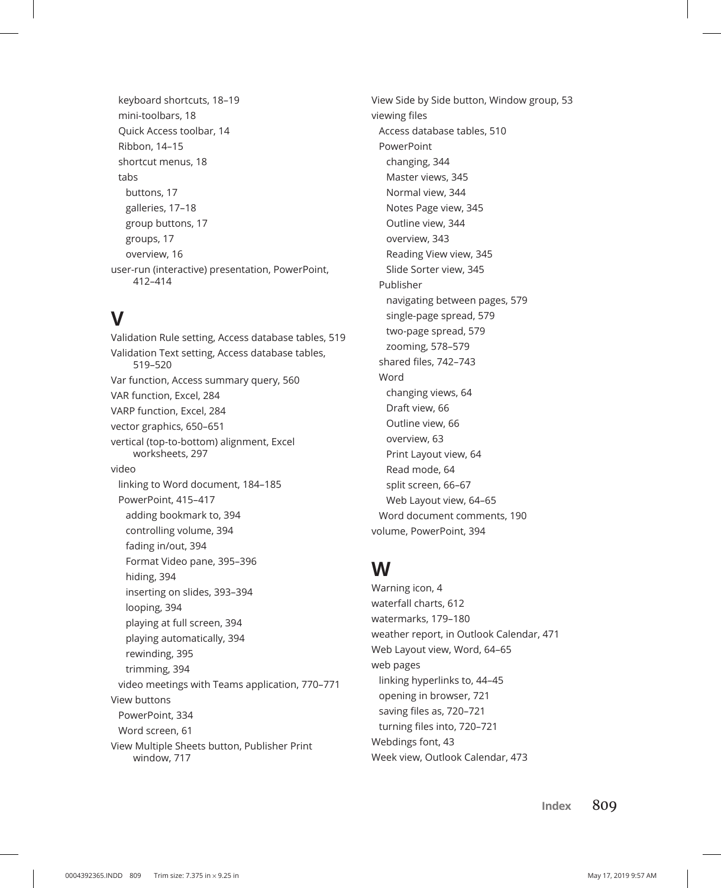keyboard shortcuts, 18–19
mini-toolbars, 18
Quick Access toolbar, 14
Ribbon, 14–15
shortcut menus, 18
tabs
buttons, 17
galleries, 17–18
group buttons, 17
groups, 17
overview, 16

user-run (interactive) presentation, PowerPoint, 412–414

## V

Validation Rule setting, Access database tables, 519
Validation Text setting, Access database tables, 519–520
Var function, Access summary query, 560
VAR function, Excel, 284
VARP function, Excel, 284
vector graphics, 650–651
vertical (top-to-bottom) alignment, Excel worksheets, 297
video
linking to Word document, 184–185
PowerPoint, 415–417
adding bookmark to, 394
controlling volume, 394
fading in/out, 394
Format Video pane, 395–396
hiding, 394
inserting on slides, 393–394
looping, 394
playing at full screen, 394
playing automatically, 394
rewinding, 395
trimming, 394
video meetings with Teams application, 770–771

View buttons
PowerPoint, 334
Word screen, 61

View Multiple Sheets button, Publisher Print window, 717
View Side by Side button, Window group, 53
viewing files
Access database tables, 510
PowerPoint
changing, 344
Master views, 345
Normal view, 344
Notes Page view, 345
Outline view, 344
overview, 343
Reading View view, 345
Slide Sorter view, 345
Publisher
navigating between pages, 579
single-page spread, 579
two-page spread, 579
zooming, 578–579
shared files, 742–743
Word
changing views, 64
Draft view, 66
Outline view, 66
overview, 63
Print Layout view, 64
Read mode, 64
split screen, 66–67
Web Layout view, 64–65
Word document comments, 190

volume, PowerPoint, 394

## W

Warning icon, 4
waterfall charts, 612
watermarks, 179–180
weather report, in Outlook Calendar, 471
Web Layout view, Word, 64–65
web pages
linking hyperlinks to, 44–45
opening in browser, 721
saving files as, 720–721
turning files into, 720–721

Webdings font, 43
Week view, Outlook Calendar, 473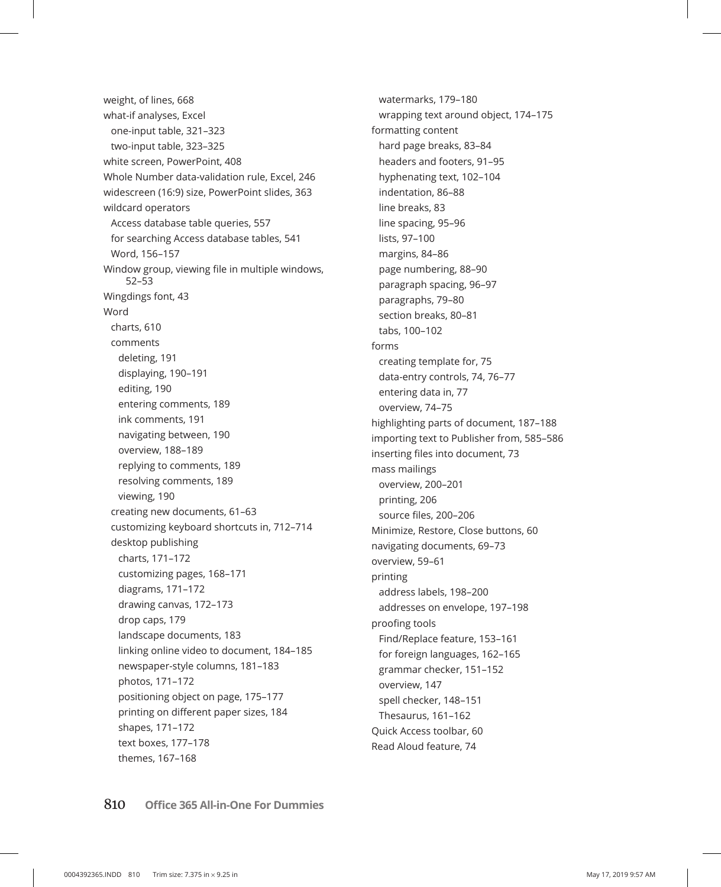weight, of lines, 668
what-if analyses, Excel
- one-input table, 321–323
- two-input table, 323–325

white screen, PowerPoint, 408
Whole Number data-validation rule, Excel, 246
widescreen (16:9) size, PowerPoint slides, 363
wildcard operators
- Access database table queries, 557
- for searching Access database tables, 541
- Word, 156–157

Window group, viewing file in multiple windows, 52–53
Wingdings font, 43
Word
- charts, 610
- comments
  - deleting, 191
  - displaying, 190–191
  - editing, 190
  - entering comments, 189
  - ink comments, 191
  - navigating between, 190
  - overview, 188–189
  - replying to comments, 189
  - resolving comments, 189
  - viewing, 190
- creating new documents, 61–63
- customizing keyboard shortcuts in, 712–714
- desktop publishing
  - charts, 171–172
  - customizing pages, 168–171
  - diagrams, 171–172
  - drawing canvas, 172–173
  - drop caps, 179
  - landscape documents, 183
  - linking online video to document, 184–185
  - newspaper-style columns, 181–183
  - photos, 171–172
  - positioning object on page, 175–177
  - printing on different paper sizes, 184
  - shapes, 171–172
  - text boxes, 177–178
  - themes, 167–168
  - watermarks, 179–180
  - wrapping text around object, 174–175
- formatting content
  - hard page breaks, 83–84
  - headers and footers, 91–95
  - hyphenating text, 102–104
  - indentation, 86–88
  - line breaks, 83
  - line spacing, 95–96
  - lists, 97–100
  - margins, 84–86
  - page numbering, 88–90
  - paragraph spacing, 96–97
  - paragraphs, 79–80
  - section breaks, 80–81
  - tabs, 100–102
- forms
  - creating template for, 75
  - data-entry controls, 74, 76–77
  - entering data in, 77
  - overview, 74–75
- highlighting parts of document, 187–188
- importing text to Publisher from, 585–586
- inserting files into document, 73
- mass mailings
  - overview, 200–201
  - printing, 206
  - source files, 200–206
- Minimize, Restore, Close buttons, 60
- navigating documents, 69–73
- overview, 59–61
- printing
  - address labels, 198–200
  - addresses on envelope, 197–198
- proofing tools
  - Find/Replace feature, 153–161
  - for foreign languages, 162–165
  - grammar checker, 151–152
  - overview, 147
  - spell checker, 148–151
  - Thesaurus, 161–162
- Quick Access toolbar, 60
- Read Aloud feature, 74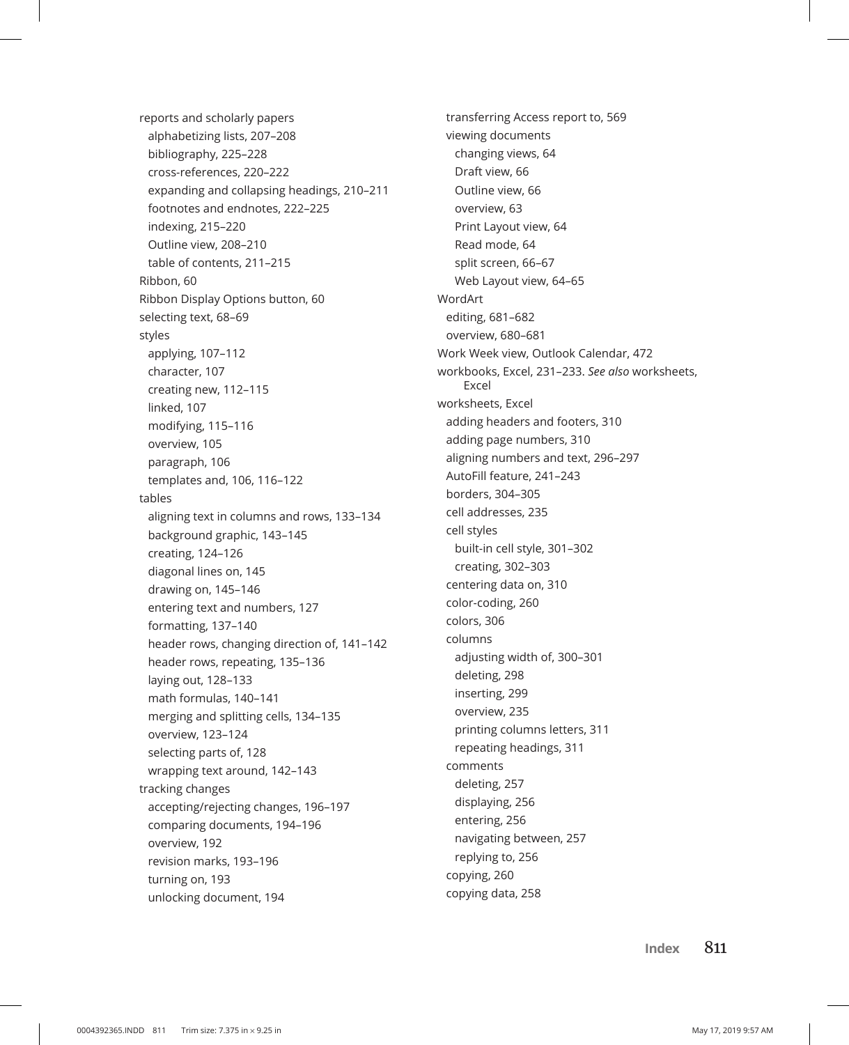reports and scholarly papers
  alphabetizing lists, 207–208
  bibliography, 225–228
  cross-references, 220–222
  expanding and collapsing headings, 210–211
  footnotes and endnotes, 222–225
  indexing, 215–220
  Outline view, 208–210
  table of contents, 211–215
Ribbon, 60
Ribbon Display Options button, 60
selecting text, 68–69
styles
  applying, 107–112
  character, 107
  creating new, 112–115
  linked, 107
  modifying, 115–116
  overview, 105
  paragraph, 106
  templates and, 106, 116–122
tables
  aligning text in columns and rows, 133–134
  background graphic, 143–145
  creating, 124–126
  diagonal lines on, 145
  drawing on, 145–146
  entering text and numbers, 127
  formatting, 137–140
  header rows, changing direction of, 141–142
  header rows, repeating, 135–136
  laying out, 128–133
  math formulas, 140–141
  merging and splitting cells, 134–135
  overview, 123–124
  selecting parts of, 128
  wrapping text around, 142–143
tracking changes
  accepting/rejecting changes, 196–197
  comparing documents, 194–196
  overview, 192
  revision marks, 193–196
  turning on, 193
  unlocking document, 194
  transferring Access report to, 569
  viewing documents
    changing views, 64
    Draft view, 66
    Outline view, 66
    overview, 63
    Print Layout view, 64
    Read mode, 64
    split screen, 66–67
    Web Layout view, 64–65
WordArt
  editing, 681–682
  overview, 680–681
Work Week view, Outlook Calendar, 472
workbooks, Excel, 231–233. *See also* worksheets, Excel
worksheets, Excel
  adding headers and footers, 310
  adding page numbers, 310
  aligning numbers and text, 296–297
  AutoFill feature, 241–243
  borders, 304–305
  cell addresses, 235
  cell styles
    built-in cell style, 301–302
    creating, 302–303
  centering data on, 310
  color-coding, 260
  colors, 306
  columns
    adjusting width of, 300–301
    deleting, 298
    inserting, 299
    overview, 235
    printing columns letters, 311
    repeating headings, 311
  comments
    deleting, 257
    displaying, 256
    entering, 256
    navigating between, 257
    replying to, 256
  copying, 260
  copying data, 258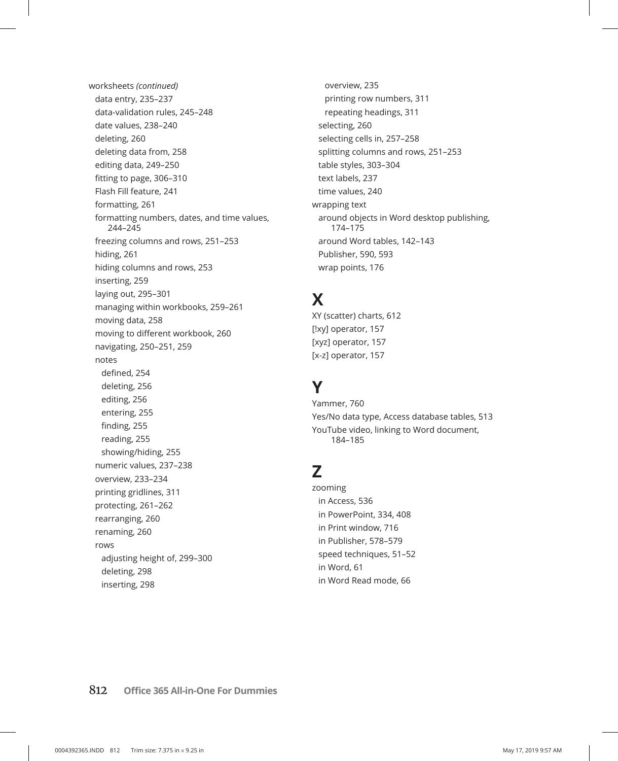worksheets *(continued)*

- data entry, 235–237
- data-validation rules, 245–248
- date values, 238–240
- deleting, 260
- deleting data from, 258
- editing data, 249–250
- fitting to page, 306–310
- Flash Fill feature, 241
- formatting, 261
- formatting numbers, dates, and time values, 244–245
- freezing columns and rows, 251–253
- hiding, 261
- hiding columns and rows, 253
- inserting, 259
- laying out, 295–301
- managing within workbooks, 259–261
- moving data, 258
- moving to different workbook, 260
- navigating, 250–251, 259
- notes
  - defined, 254
  - deleting, 256
  - editing, 256
  - entering, 255
  - finding, 255
  - reading, 255
  - showing/hiding, 255
- numeric values, 237–238
- overview, 233–234
- printing gridlines, 311
- protecting, 261–262
- rearranging, 260
- renaming, 260
- rows
  - adjusting height of, 299–300
  - deleting, 298
  - inserting, 298
  - overview, 235
  - printing row numbers, 311
  - repeating headings, 311
- selecting, 260
- selecting cells in, 257–258
- splitting columns and rows, 251–253
- table styles, 303–304
- text labels, 237
- time values, 240

wrapping text

- around objects in Word desktop publishing, 174–175
- around Word tables, 142–143
- Publisher, 590, 593
- wrap points, 176

# X

XY (scatter) charts, 612

[!xy] operator, 157

[xyz] operator, 157

[x-z] operator, 157

# Y

Yammer, 760

Yes/No data type, Access database tables, 513

YouTube video, linking to Word document, 184–185

# Z

zooming

- in Access, 536
- in PowerPoint, 334, 408
- in Print window, 716
- in Publisher, 578–579
- speed techniques, 51–52
- in Word, 61
- in Word Read mode, 66